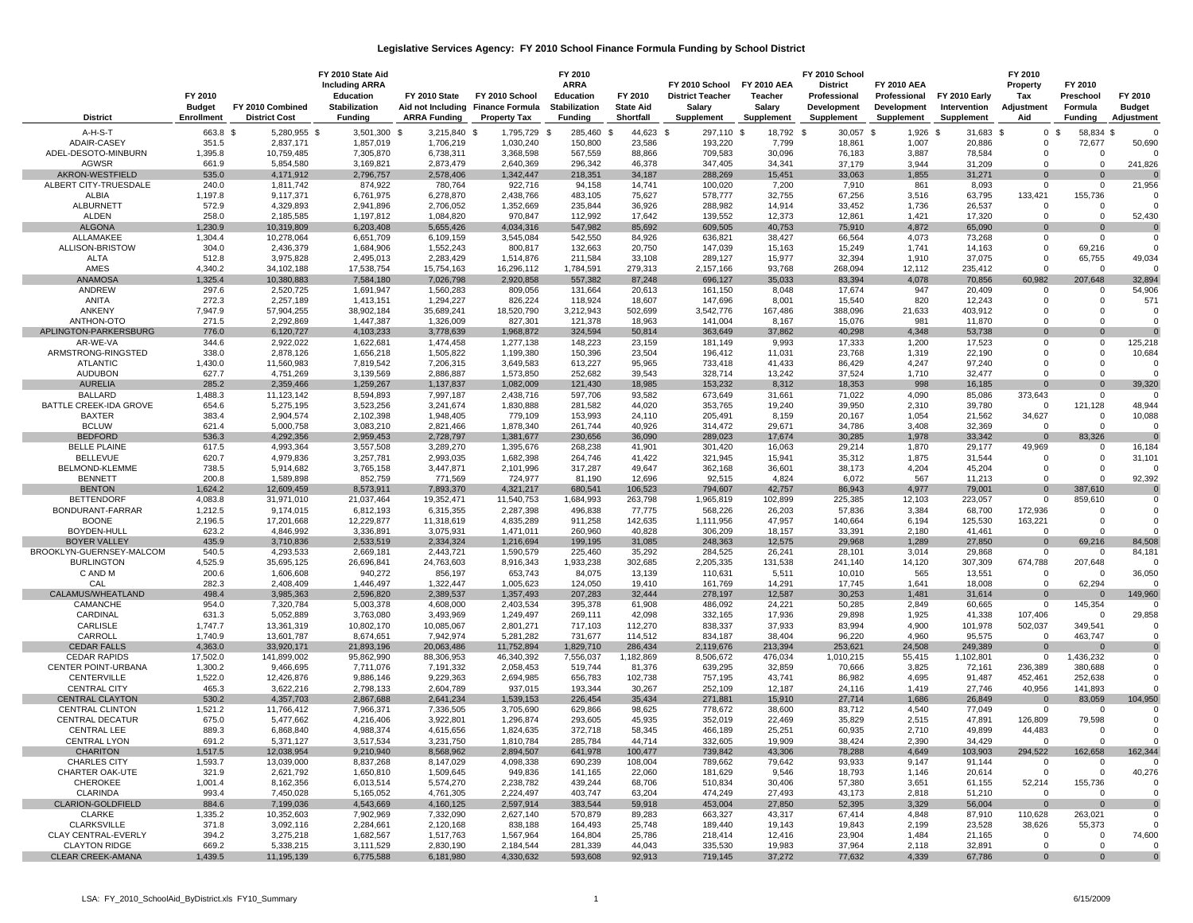# Legislative Services Agency: FY 2010 School Finance Formula Funding by School District

| District | FY 2010 Budget Enrollment | FY 2010 Combined District Cost | FY 2010 State Aid Including ARRA Education Stabilization Funding | FY 2010 State Aid not Including ARRA Funding | FY 2010 School Finance Formula Property Tax | FY 2010 ARRA Education Stabilization Funding | FY 2010 State Aid Shortfall | FY 2010 School District Teacher Salary Supplement | FY 2010 AEA Teacher Salary Supplement | FY 2010 School District Professional Development Supplement | FY 2010 AEA Professional Development Supplement | FY 2010 Early Intervention Supplement | FY 2010 Property Tax Adjustment Aid | FY 2010 Preschool Formula Funding | FY 2010 Budget Adjustment |
|---|---|---|---|---|---|---|---|---|---|---|---|---|---|---|---|
| A-H-S-T | 663.8 | $ 5,280,955 | $ 3,501,300 | $ 3,215,840 | $ 1,795,729 | $ 285,460 | $ 44,623 | $ 297,110 | $ 18,792 | $ 30,057 | $ 1,926 | $ 31,683 | $ 0 | $ 58,834 | $ 0 |
| ADAIR-CASEY | 351.5 | 2,837,171 | 1,857,019 | 1,706,219 | 1,030,240 | 150,800 | 23,586 | 193,220 | 7,799 | 18,861 | 1,007 | 20,886 | 0 | 72,677 | 50,690 |
| ADEL-DESOTO-MINBURN | 1,395.8 | 10,759,485 | 7,305,870 | 6,738,311 | 3,368,598 | 567,559 | 88,866 | 709,583 | 30,096 | 76,183 | 3,887 | 78,584 | 0 | 0 | 0 |
| AGWSR | 661.9 | 5,854,580 | 3,169,821 | 2,873,479 | 2,640,369 | 296,342 | 46,378 | 347,405 | 34,341 | 37,179 | 3,944 | 31,209 | 0 | 0 | 241,826 |
| AKRON-WESTFIELD | 535.0 | 4,171,912 | 2,796,757 | 2,578,406 | 1,342,447 | 218,351 | 34,187 | 288,269 | 15,451 | 33,063 | 1,855 | 31,271 | 0 | 0 | 0 |
| ALBERT CITY-TRUESDALE | 240.0 | 1,811,742 | 874,922 | 780,764 | 922,716 | 94,158 | 14,741 | 100,020 | 7,200 | 7,910 | 861 | 8,093 | 0 | 0 | 21,956 |
| ALBIA | 1,197.8 | 9,117,371 | 6,761,975 | 6,278,870 | 2,438,766 | 483,105 | 75,627 | 578,777 | 32,755 | 67,256 | 3,516 | 63,795 | 133,421 | 155,736 | 0 |
| ALBURNETT | 572.9 | 4,329,893 | 2,941,896 | 2,706,052 | 1,352,669 | 235,844 | 36,926 | 288,982 | 14,914 | 33,452 | 1,736 | 26,537 | 0 | 0 | 0 |
| ALDEN | 258.0 | 2,185,585 | 1,197,812 | 1,084,820 | 970,847 | 112,992 | 17,642 | 139,552 | 12,373 | 12,861 | 1,421 | 17,320 | 0 | 0 | 52,430 |
| ALGONA | 1,230.9 | 10,319,809 | 6,203,408 | 5,655,426 | 4,034,316 | 547,982 | 85,692 | 609,505 | 40,753 | 75,910 | 4,872 | 65,090 | 0 | 0 | 0 |
| ALLAMAKEE | 1,304.4 | 10,278,064 | 6,651,709 | 6,109,159 | 3,545,084 | 542,550 | 84,926 | 636,821 | 38,427 | 66,564 | 4,073 | 73,268 | 0 | 0 | 0 |
| ALLISON-BRISTOW | 304.0 | 2,436,379 | 1,684,906 | 1,552,243 | 800,817 | 132,663 | 20,750 | 147,039 | 15,163 | 15,249 | 1,741 | 14,163 | 0 | 69,216 | 0 |
| ALTA | 512.8 | 3,975,828 | 2,495,013 | 2,283,429 | 1,514,876 | 211,584 | 33,108 | 289,127 | 15,977 | 32,394 | 1,910 | 37,075 | 0 | 65,755 | 49,034 |
| AMES | 4,340.2 | 34,102,188 | 17,538,754 | 15,754,163 | 16,296,112 | 1,784,591 | 279,313 | 2,157,166 | 93,768 | 268,094 | 12,112 | 235,412 | 0 | 0 | 0 |
| ANAMOSA | 1,325.4 | 10,380,883 | 7,584,180 | 7,026,798 | 2,920,858 | 557,382 | 87,248 | 696,127 | 35,033 | 83,394 | 4,078 | 70,856 | 60,982 | 207,648 | 32,894 |
| ANDREW | 297.6 | 2,520,725 | 1,691,947 | 1,560,283 | 809,056 | 131,664 | 20,613 | 161,150 | 8,048 | 17,674 | 947 | 20,409 | 0 | 0 | 54,906 |
| ANITA | 272.3 | 2,257,189 | 1,413,151 | 1,294,227 | 826,224 | 118,924 | 18,607 | 147,696 | 8,001 | 15,540 | 820 | 12,243 | 0 | 0 | 571 |
| ANKENY | 7,947.9 | 57,904,255 | 38,902,184 | 35,689,241 | 18,520,790 | 3,212,943 | 502,699 | 3,542,776 | 167,486 | 388,096 | 21,633 | 403,912 | 0 | 0 | 0 |
| ANTHON-OTO | 271.5 | 2,292,869 | 1,447,387 | 1,326,009 | 827,301 | 121,378 | 18,963 | 141,004 | 8,167 | 15,076 | 981 | 11,870 | 0 | 0 | 0 |
| APLINGTON-PARKERSBURG | 776.0 | 6,120,727 | 4,103,233 | 3,778,639 | 1,968,872 | 324,594 | 50,814 | 363,649 | 37,862 | 40,298 | 4,348 | 53,738 | 0 | 0 | 0 |
| AR-WE-VA | 344.6 | 2,922,022 | 1,622,681 | 1,474,458 | 1,277,138 | 148,223 | 23,159 | 181,149 | 9,993 | 17,333 | 1,200 | 17,523 | 0 | 0 | 125,218 |
| ARMSTRONG-RINGSTED | 338.0 | 2,878,126 | 1,656,218 | 1,505,822 | 1,199,380 | 150,396 | 23,504 | 196,412 | 11,031 | 23,768 | 1,319 | 22,190 | 0 | 0 | 10,684 |
| ATLANTIC | 1,430.0 | 11,560,983 | 7,819,542 | 7,206,315 | 3,649,583 | 613,227 | 95,965 | 733,418 | 41,433 | 86,429 | 4,247 | 97,240 | 0 | 0 | 0 |
| AUDUBON | 627.7 | 4,751,269 | 3,139,569 | 2,886,887 | 1,573,850 | 252,682 | 39,543 | 328,714 | 13,242 | 37,524 | 1,710 | 32,477 | 0 | 0 | 0 |
| AURELIA | 285.2 | 2,359,466 | 1,259,267 | 1,137,837 | 1,082,009 | 121,430 | 18,985 | 153,232 | 8,312 | 18,353 | 998 | 16,185 | 0 | 0 | 39,320 |
| BALLARD | 1,488.3 | 11,123,142 | 8,594,893 | 7,997,187 | 2,438,716 | 597,706 | 93,582 | 673,649 | 31,661 | 71,022 | 4,090 | 85,086 | 373,643 | 0 | 0 |
| BATTLE CREEK-IDA GROVE | 654.6 | 5,275,195 | 3,523,256 | 3,241,674 | 1,830,888 | 281,582 | 44,020 | 353,765 | 19,240 | 39,950 | 2,310 | 39,780 | 0 | 121,128 | 48,944 |
| BAXTER | 383.4 | 2,904,574 | 2,102,398 | 1,948,405 | 779,109 | 153,993 | 24,110 | 205,491 | 8,159 | 20,167 | 1,054 | 21,562 | 34,627 | 0 | 10,088 |
| BCLUW | 621.4 | 5,000,758 | 3,083,210 | 2,821,466 | 1,878,340 | 261,744 | 40,926 | 314,472 | 29,671 | 34,786 | 3,408 | 32,369 | 0 | 0 | 0 |
| BEDFORD | 536.3 | 4,292,356 | 2,959,453 | 2,728,797 | 1,381,677 | 230,656 | 36,090 | 289,023 | 17,674 | 30,285 | 1,978 | 33,342 | 0 | 83,326 | 0 |
| BELLE PLAINE | 617.5 | 4,993,364 | 3,557,508 | 3,289,270 | 1,395,676 | 268,238 | 41,901 | 301,420 | 16,063 | 29,214 | 1,870 | 29,177 | 49,969 | 0 | 16,184 |
| BELLEVUE | 620.7 | 4,979,836 | 3,257,781 | 2,993,035 | 1,682,398 | 264,746 | 41,422 | 321,945 | 15,941 | 35,312 | 1,875 | 31,544 | 0 | 0 | 31,101 |
| BELMOND-KLEMME | 738.5 | 5,914,682 | 3,765,158 | 3,447,871 | 2,101,996 | 317,287 | 49,647 | 362,168 | 36,601 | 38,173 | 4,204 | 45,204 | 0 | 0 | 0 |
| BENNETT | 200.8 | 1,589,898 | 852,759 | 771,569 | 724,977 | 81,190 | 12,696 | 92,515 | 4,824 | 6,072 | 567 | 11,213 | 0 | 0 | 92,392 |
| BENTON | 1,624.2 | 12,609,459 | 8,573,911 | 7,893,370 | 4,321,217 | 680,541 | 106,523 | 794,607 | 42,757 | 86,943 | 4,977 | 79,001 | 0 | 387,610 | 0 |
| BETTENDORF | 4,083.8 | 31,971,010 | 21,037,464 | 19,352,471 | 11,540,753 | 1,684,993 | 263,798 | 1,965,819 | 102,899 | 225,385 | 12,103 | 223,057 | 0 | 859,610 | 0 |
| BONDURANT-FARRAR | 1,212.5 | 9,174,015 | 6,812,193 | 6,315,355 | 2,287,398 | 496,838 | 77,775 | 568,226 | 26,203 | 57,836 | 3,384 | 68,700 | 172,936 | 0 | 0 |
| BOONE | 2,196.5 | 17,201,668 | 12,229,877 | 11,318,619 | 4,835,289 | 911,258 | 142,635 | 1,111,956 | 47,957 | 140,664 | 6,194 | 125,530 | 163,221 | 0 | 0 |
| BOYDEN-HULL | 623.2 | 4,846,992 | 3,336,891 | 3,075,931 | 1,471,011 | 260,960 | 40,828 | 306,209 | 18,157 | 33,391 | 2,180 | 41,461 | 0 | 0 | 0 |
| BOYER VALLEY | 435.9 | 3,710,836 | 2,533,519 | 2,334,324 | 1,216,694 | 199,195 | 31,085 | 248,363 | 12,575 | 29,968 | 1,289 | 27,850 | 0 | 69,216 | 84,508 |
| BROOKLYN-GUERNSEY-MALCOM | 540.5 | 4,293,533 | 2,669,181 | 2,443,721 | 1,590,579 | 225,460 | 35,292 | 284,525 | 26,241 | 28,101 | 3,014 | 29,868 | 0 | 0 | 84,181 |
| BURLINGTON | 4,525.9 | 35,695,125 | 26,696,841 | 24,763,603 | 8,916,343 | 1,933,238 | 302,685 | 2,205,335 | 131,538 | 241,140 | 14,120 | 307,309 | 674,788 | 207,648 | 0 |
| C AND M | 200.6 | 1,606,608 | 940,272 | 856,197 | 653,743 | 84,075 | 13,139 | 110,631 | 5,511 | 10,010 | 565 | 13,551 | 0 | 0 | 36,050 |
| CAL | 282.3 | 2,408,409 | 1,446,497 | 1,322,447 | 1,005,623 | 124,050 | 19,410 | 161,769 | 14,291 | 17,745 | 1,641 | 18,008 | 0 | 62,294 | 0 |
| CALAMUS/WHEATLAND | 498.4 | 3,985,363 | 2,596,820 | 2,389,537 | 1,357,493 | 207,283 | 32,444 | 278,197 | 12,587 | 30,253 | 1,481 | 31,614 | 0 | 0 | 149,960 |
| CAMANCHE | 954.0 | 7,320,784 | 5,003,378 | 4,608,000 | 2,403,534 | 395,378 | 61,908 | 486,092 | 24,221 | 50,285 | 2,849 | 60,665 | 0 | 145,354 | 0 |
| CARDINAL | 631.3 | 5,052,889 | 3,763,080 | 3,493,969 | 1,249,497 | 269,111 | 42,098 | 332,165 | 17,936 | 29,898 | 1,925 | 41,338 | 107,406 | 0 | 29,858 |
| CARLISLE | 1,747.7 | 13,361,319 | 10,802,170 | 10,085,067 | 2,801,271 | 717,103 | 112,270 | 838,337 | 37,933 | 83,994 | 4,900 | 101,978 | 502,037 | 349,541 | 0 |
| CARROLL | 1,740.9 | 13,601,787 | 8,674,651 | 7,942,974 | 5,281,282 | 731,677 | 114,512 | 834,187 | 38,404 | 96,220 | 4,960 | 95,575 | 0 | 463,747 | 0 |
| CEDAR FALLS | 4,363.0 | 33,920,171 | 21,893,196 | 20,063,486 | 11,752,894 | 1,829,710 | 286,434 | 2,119,676 | 213,394 | 253,621 | 24,508 | 249,389 | 0 | 0 | 0 |
| CEDAR RAPIDS | 17,502.0 | 141,899,002 | 95,862,990 | 88,306,953 | 46,340,392 | 7,556,037 | 1,182,869 | 8,506,672 | 476,034 | 1,010,215 | 55,415 | 1,102,801 | 0 | 1,436,232 | 0 |
| CENTER POINT-URBANA | 1,300.2 | 9,466,695 | 7,711,076 | 7,191,332 | 2,058,453 | 519,744 | 81,376 | 639,295 | 32,859 | 70,666 | 3,825 | 72,161 | 236,389 | 380,688 | 0 |
| CENTERVILLE | 1,522.0 | 12,426,876 | 9,886,146 | 9,229,363 | 2,694,985 | 656,783 | 102,738 | 757,195 | 43,741 | 86,982 | 4,695 | 91,487 | 452,461 | 252,638 | 0 |
| CENTRAL CITY | 465.3 | 3,622,216 | 2,798,133 | 2,604,789 | 937,015 | 193,344 | 30,267 | 252,109 | 12,187 | 24,116 | 1,419 | 27,746 | 40,956 | 141,893 | 0 |
| CENTRAL CLAYTON | 530.2 | 4,357,703 | 2,867,688 | 2,641,234 | 1,539,153 | 226,454 | 35,434 | 271,881 | 15,910 | 27,714 | 1,686 | 26,849 | 0 | 83,059 | 104,950 |
| CENTRAL CLINTON | 1,521.2 | 11,766,412 | 7,966,371 | 7,336,505 | 3,705,690 | 629,866 | 98,625 | 778,672 | 38,600 | 83,712 | 4,540 | 77,049 | 0 | 0 | 0 |
| CENTRAL DECATUR | 675.0 | 5,477,662 | 4,216,406 | 3,922,801 | 1,296,874 | 293,605 | 45,935 | 352,019 | 22,469 | 35,829 | 2,515 | 47,891 | 126,809 | 79,598 | 0 |
| CENTRAL LEE | 889.3 | 6,868,840 | 4,988,374 | 4,615,656 | 1,824,635 | 372,718 | 58,345 | 466,189 | 25,251 | 60,935 | 2,710 | 49,899 | 44,483 | 0 | 0 |
| CENTRAL LYON | 691.2 | 5,371,127 | 3,517,534 | 3,231,750 | 1,810,784 | 285,784 | 44,714 | 332,605 | 19,909 | 38,424 | 2,390 | 34,429 | 0 | 0 | 0 |
| CHARITON | 1,517.5 | 12,038,954 | 9,210,940 | 8,568,962 | 2,894,507 | 641,978 | 100,477 | 739,842 | 43,306 | 78,288 | 4,649 | 103,903 | 294,522 | 162,658 | 162,344 |
| CHARLES CITY | 1,593.7 | 13,039,000 | 8,837,268 | 8,147,029 | 4,098,338 | 690,239 | 108,004 | 789,662 | 79,642 | 93,933 | 9,147 | 91,144 | 0 | 0 | 0 |
| CHARTER OAK-UTE | 321.9 | 2,621,792 | 1,650,810 | 1,509,645 | 949,836 | 141,165 | 22,060 | 181,629 | 9,546 | 18,793 | 1,146 | 20,614 | 0 | 0 | 40,276 |
| CHEROKEE | 1,001.4 | 8,162,356 | 6,013,514 | 5,574,270 | 2,238,782 | 439,244 | 68,706 | 510,834 | 30,406 | 57,380 | 3,651 | 61,155 | 52,214 | 155,736 | 0 |
| CLARINDA | 993.4 | 7,450,028 | 5,165,052 | 4,761,305 | 2,224,497 | 403,747 | 63,204 | 474,249 | 27,493 | 43,173 | 2,818 | 51,210 | 0 | 0 | 0 |
| CLARION-GOLDFIELD | 884.6 | 7,199,036 | 4,543,669 | 4,160,125 | 2,597,914 | 383,544 | 59,918 | 453,004 | 27,850 | 52,395 | 3,329 | 56,004 | 0 | 0 | 0 |
| CLARKE | 1,335.2 | 10,352,603 | 7,902,969 | 7,332,090 | 2,627,140 | 570,879 | 89,283 | 663,327 | 43,317 | 67,414 | 4,848 | 87,910 | 110,628 | 263,021 | 0 |
| CLARKSVILLE | 371.8 | 3,092,116 | 2,284,661 | 2,120,168 | 838,188 | 164,493 | 25,748 | 189,440 | 19,143 | 19,843 | 2,199 | 23,528 | 38,626 | 55,373 | 0 |
| CLAY CENTRAL-EVERLY | 394.2 | 3,275,218 | 1,682,567 | 1,517,763 | 1,567,964 | 164,804 | 25,786 | 218,414 | 12,416 | 23,904 | 1,484 | 21,165 | 0 | 0 | 74,600 |
| CLAYTON RIDGE | 669.2 | 5,338,215 | 3,111,529 | 2,830,190 | 2,184,544 | 281,339 | 44,043 | 335,530 | 19,983 | 37,964 | 2,118 | 32,891 | 0 | 0 | 0 |
| CLEAR CREEK-AMANA | 1,439.5 | 11,195,139 | 6,775,588 | 6,181,980 | 4,330,632 | 593,608 | 92,913 | 719,145 | 37,272 | 77,632 | 4,339 | 67,786 | 0 | 0 | 0 |

LSA: FY_2010_SchoolAid_ByDistrict.xls FY10_Summary

6/15/2009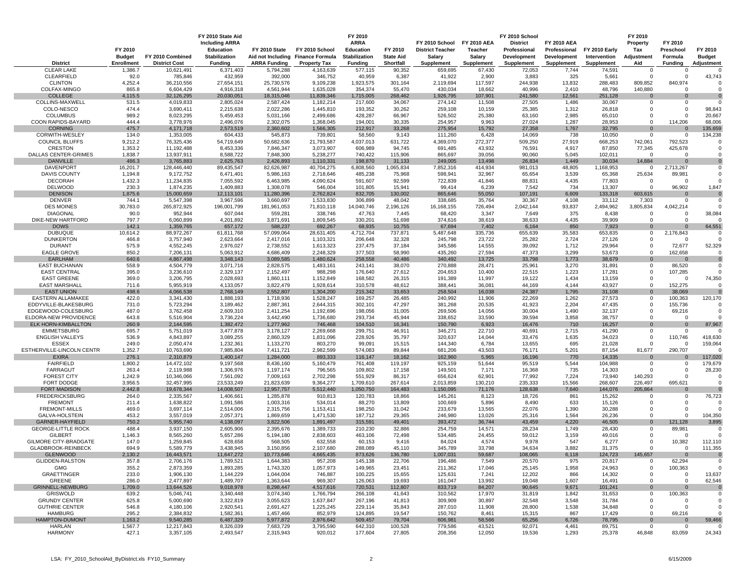| District | FY 2010 Budget Enrollment | FY 2010 Combined District Cost | FY 2010 State Aid Including ARRA Education Stabilization Funding | FY 2010 State Aid not Including ARRA Funding | FY 2010 School Finance Formula Property Tax | FY 2010 ARRA Education Stabilization Funding | FY 2010 State Aid Shortfall | FY 2010 School District Teacher Salary Supplement | FY 2010 AEA Teacher Salary Supplement | FY 2010 School District Professional Development Supplement | FY 2010 AEA Professional Development Supplement | FY 2010 Early Intervention Supplement | FY 2010 Property Tax Adjustment Aid | FY 2010 Preschool Formula Funding | FY 2010 Budget Adjustment |
|---|---|---|---|---|---|---|---|---|---|---|---|---|---|---|---|
| CLEAR LAKE | 1,386.7 | 10,621,491 | 6,371,403 | 5,794,288 | 4,163,639 | 577,115 | 90,352 | 659,695 | 67,430 | 72,053 | 7,744 | 74,591 | 0 | 0 | 0 |
| CLEARFIELD | 92.0 | 785,846 | 432,959 | 392,000 | 346,752 | 40,959 | 6,387 | 41,922 | 2,900 | 3,883 | 325 | 5,661 | 0 | 0 | 43,743 |
| CLINTON | 4,252.4 | 36,210,556 | 27,654,151 | 25,730,576 | 9,109,238 | 1,923,575 | 301,164 | 2,119,694 | 117,597 | 244,938 | 13,832 | 288,483 | 809,852 | 840,974 | 0 |
| COLFAX-MINGO | 865.8 | 6,604,429 | 4,916,318 | 4,561,944 | 1,635,028 | 354,374 | 55,470 | 430,034 | 18,662 | 40,996 | 2,410 | 48,796 | 140,880 | 0 | 0 |
| COLLEGE | 4,115.5 | 32,126,295 | 20,030,051 | 18,315,046 | 11,839,346 | 1,715,005 | 268,462 | 1,926,795 | 107,901 | 241,580 | 12,561 | 251,128 | 0 | 0 | 0 |
| COLLINS-MAXWELL | 531.5 | 4,019,833 | 2,805,024 | 2,587,424 | 1,182,214 | 217,600 | 34,067 | 274,142 | 11,508 | 27,505 | 1,486 | 30,067 | 0 | 0 | 0 |
| COLO-NESCO | 474.4 | 3,690,411 | 2,215,638 | 2,022,286 | 1,445,810 | 193,352 | 30,262 | 259,108 | 10,159 | 25,385 | 1,312 | 26,818 | 0 | 0 | 98,843 |
| COLUMBUS | 989.2 | 8,023,295 | 5,459,453 | 5,031,166 | 2,499,686 | 428,287 | 66,967 | 526,502 | 25,380 | 63,160 | 2,985 | 65,010 | 0 | 0 | 20,667 |
| COON RAPIDS-BAYARD | 444.4 | 3,778,976 | 2,496,076 | 2,302,075 | 1,368,045 | 194,001 | 30,335 | 254,957 | 9,963 | 27,024 | 1,287 | 28,953 | 0 | 114,206 | 68,006 |
| CORNING | 475.7 | 4,171,718 | 2,573,519 | 2,360,602 | 1,566,305 | 212,917 | 33,268 | 275,954 | 15,792 | 27,358 | 1,767 | 32,795 | 0 | 0 | 135,659 |
| CORWITH-WESLEY | 134.0 | 1,353,005 | 604,433 | 545,873 | 739,801 | 58,560 | 9,143 | 111,260 | 6,428 | 14,069 | 738 | 10,050 | 0 | 0 | 134,238 |
| COUNCIL BLUFFS | 9,212.2 | 76,325,436 | 54,719,649 | 50,682,636 | 21,793,587 | 4,037,013 | 631,722 | 4,369,070 | 272,377 | 509,250 | 27,919 | 668,253 | 742,061 | 792,523 | 0 |
| CRESTON | 1,353.2 | 11,192,488 | 8,453,336 | 7,846,347 | 3,073,907 | 606,989 | 94,745 | 691,485 | 43,932 | 76,591 | 4,917 | 87,850 | 77,345 | 425,678 | 0 |
| DALLAS CENTER-GRIMES | 1,838.7 | 13,937,911 | 8,588,722 | 7,848,300 | 5,238,277 | 740,422 | 115,906 | 865,697 | 39,056 | 90,060 | 5,045 | 102,011 | 0 | 0 | 0 |
| DANVILLE | 486.3 | 3,765,883 | 2,625,763 | 2,426,893 | 1,110,331 | 198,870 | 31,133 | 249,005 | 13,498 | 26,834 | 1,449 | 30,034 | 14,884 | 0 | 0 |
| DAVENPORT | 16,201.7 | 128,446,440 | 89,435,547 | 82,626,987 | 40,704,275 | 6,808,560 | 1,065,834 | 7,852,316 | 414,934 | 981,013 | 48,805 | 1,168,953 | 0 | 2,713,267 | 0 |
| DAVIS COUNTY | 1,194.8 | 9,172,752 | 6,471,401 | 5,986,163 | 2,718,646 | 485,238 | 75,968 | 598,941 | 32,967 | 65,654 | 3,539 | 65,368 | 25,634 | 89,981 | 0 |
| DECORAH | 1,432.3 | 11,234,835 | 7,055,592 | 6,463,985 | 4,090,624 | 591,607 | 92,599 | 722,839 | 41,846 | 88,831 | 4,435 | 77,803 | 0 | 0 | 0 |
| DELWOOD | 230.3 | 1,874,235 | 1,409,883 | 1,308,078 | 546,004 | 101,805 | 15,941 | 99,414 | 6,239 | 7,542 | 734 | 13,307 | 0 | 96,902 | 1,847 |
| DENISON | 1,875.6 | 15,000,659 | 12,113,101 | 11,280,396 | 2,762,824 | 832,705 | 130,002 | 865,646 | 55,050 | 107,191 | 6,609 | 133,318 | 603,615 | 0 | 0 |
| DENVER | 744.1 | 5,547,398 | 3,967,596 | 3,660,697 | 1,533,830 | 306,899 | 48,042 | 338,685 | 35,764 | 30,367 | 4,108 | 33,112 | 7,303 | 0 | 0 |
| DES MOINES | 30,783.0 | 265,872,925 | 196,001,799 | 181,961,053 | 71,810,118 | 14,040,746 | 2,196,126 | 16,168,155 | 726,494 | 2,042,144 | 93,837 | 2,494,962 | 3,805,834 | 4,042,214 | 0 |
| DIAGONAL | 90.0 | 952,944 | 607,044 | 559,281 | 338,746 | 47,763 | 7,445 | 68,420 | 3,347 | 7,649 | 375 | 8,438 | 0 | 0 | 38,084 |
| DIKE-NEW HARTFORD | 797.7 | 6,060,899 | 4,201,892 | 3,871,691 | 1,809,545 | 330,201 | 51,698 | 374,616 | 38,619 | 38,633 | 4,435 | 39,909 | 0 | 0 | 0 |
| DOWS | 142.1 | 1,359,765 | 657,172 | 588,237 | 692,267 | 68,935 | 10,755 | 67,694 | 7,402 | 6,164 | 850 | 7,923 | 0 | 0 | 64,551 |
| DUBUQUE | 10,614.2 | 88,972,267 | 61,811,768 | 57,099,064 | 28,631,405 | 4,712,704 | 737,871 | 5,487,648 | 335,736 | 655,639 | 35,583 | 653,835 | 0 | 2,176,843 | 0 |
| DUNKERTON | 466.8 | 3,757,940 | 2,623,664 | 2,417,016 | 1,103,321 | 206,648 | 32,328 | 245,798 | 23,722 | 25,282 | 2,724 | 27,126 | 0 | 0 | 0 |
| DURANT | 575.9 | 4,552,245 | 2,976,027 | 2,738,552 | 1,613,323 | 237,475 | 37,184 | 345,586 | 14,555 | 39,092 | 1,712 | 29,964 | 0 | 72,677 | 52,329 |
| EAGLE GROVE | 850.2 | 7,206,131 | 5,063,912 | 4,686,409 | 2,248,329 | 377,503 | 58,990 | 435,260 | 27,594 | 47,373 | 3,299 | 53,673 | 0 | 162,658 | 0 |
| EARLHAM | 640.6 | 4,867,498 | 3,348,143 | 3,089,585 | 1,480,624 | 258,558 | 40,486 | 340,492 | 13,725 | 33,798 | 1,773 | 38,679 | 0 | 0 | 0 |
| EAST BUCHANAN | 558.9 | 4,504,779 | 3,071,716 | 2,828,575 | 1,483,161 | 243,141 | 38,070 | 270,888 | 28,471 | 25,961 | 3,270 | 31,891 | 0 | 86,520 | 0 |
| EAST CENTRAL | 395.0 | 3,236,610 | 2,329,137 | 2,152,497 | 988,298 | 176,640 | 27,612 | 204,653 | 10,400 | 22,515 | 1,223 | 17,281 | 0 | 107,285 | 0 |
| EAST GREENE | 369.0 | 3,206,795 | 2,028,693 | 1,860,111 | 1,152,849 | 168,582 | 26,315 | 191,389 | 11,997 | 19,122 | 1,434 | 13,159 | 0 | 0 | 74,350 |
| EAST MARSHALL | 711.6 | 5,955,919 | 4,133,057 | 3,822,479 | 1,928,614 | 310,578 | 48,612 | 388,441 | 36,081 | 44,169 | 4,144 | 43,927 | 0 | 152,275 | 0 |
| EAST UNION | 498.6 | 4,066,538 | 2,768,149 | 2,552,807 | 1,304,200 | 215,342 | 33,653 | 258,504 | 16,038 | 24,387 | 1,795 | 31,108 | 0 | 38,069 | 0 |
| EASTERN ALLAMAKEE | 422.0 | 3,341,430 | 1,888,193 | 1,718,936 | 1,528,247 | 169,257 | 26,485 | 240,992 | 11,906 | 22,269 | 1,262 | 27,573 | 0 | 100,363 | 120,170 |
| EDDYVILLE-BLAKESBURG | 731.0 | 5,723,294 | 3,189,462 | 2,887,361 | 2,644,315 | 302,101 | 47,297 | 381,268 | 20,535 | 41,923 | 2,204 | 47,435 | 0 | 155,736 | 0 |
| EDGEWOOD-COLESBURG | 487.0 | 3,762,458 | 2,609,310 | 2,411,254 | 1,192,696 | 198,056 | 31,005 | 269,506 | 14,056 | 30,004 | 1,490 | 32,137 | 0 | 69,216 | 0 |
| ELDORA-NEW PROVIDENCE | 643.8 | 5,516,904 | 3,736,224 | 3,442,490 | 1,736,680 | 293,734 | 45,944 | 338,652 | 33,590 | 39,594 | 3,858 | 38,757 | 0 | 0 | 0 |
| ELK HORN-KIMBALLTON | 260.9 | 2,144,595 | 1,382,472 | 1,277,962 | 746,468 | 104,510 | 16,341 | 150,790 | 6,923 | 16,476 | 710 | 16,257 | 0 | 0 | 87,967 |
| EMMETSBURG | 695.7 | 5,751,019 | 3,477,878 | 3,178,127 | 2,269,668 | 299,751 | 46,911 | 346,271 | 22,710 | 40,691 | 2,715 | 41,290 | 0 | 0 | 0 |
| ENGLISH VALLEYS | 536.9 | 4,843,897 | 3,089,255 | 2,860,329 | 1,831,096 | 228,926 | 35,797 | 320,637 | 14,044 | 33,476 | 1,635 | 34,023 | 0 | 110,746 | 418,630 |
| ESSEX | 249.0 | 2,050,474 | 1,232,361 | 1,133,270 | 803,270 | 99,091 | 15,515 | 144,340 | 6,784 | 13,655 | 695 | 21,028 | 0 | 0 | 159,064 |
| ESTHERVILLE-LINCOLN CENTR | 1,352.7 | 10,763,690 | 7,985,804 | 7,411,721 | 2,982,599 | 574,083 | 89,844 | 681,206 | 43,503 | 76,171 | 5,201 | 87,154 | 81,677 | 290,707 | 0 |
| EXIRA | 276.1 | 2,310,879 | 1,400,147 | 1,284,000 | 893,333 | 116,147 | 18,162 | 162,960 | 5,965 | 16,196 | 770 | 14,335 | 0 | 0 | 117,020 |
| FAIRFIELD | 1,800.2 | 14,472,102 | 9,197,568 | 8,436,160 | 5,160,479 | 761,408 | 119,197 | 925,159 | 51,644 | 95,519 | 5,544 | 104,988 | 0 | 0 | 179,679 |
| FARRAGUT | 263.4 | 2,119,988 | 1,306,976 | 1,197,174 | 796,565 | 109,802 | 17,158 | 149,501 | 7,171 | 16,368 | 735 | 14,303 | 0 | 0 | 28,230 |
| FOREST CITY | 1,242.9 | 10,346,066 | 7,561,092 | 7,009,163 | 2,702,298 | 551,929 | 86,317 | 656,624 | 62,901 | 77,992 | 7,224 | 73,940 | 140,293 | 0 | 0 |
| FORT DODGE | 3,956.5 | 32,457,995 | 23,533,249 | 21,823,639 | 9,364,277 | 1,709,610 | 267,614 | 2,013,859 | 130,210 | 235,333 | 15,566 | 268,607 | 226,497 | 695,621 | 0 |
| FORT MADISON | 2,442.8 | 19,678,344 | 14,008,507 | 12,957,757 | 5,512,440 | 1,050,750 | 164,483 | 1,150,095 | 71,176 | 128,638 | 7,640 | 144,076 | 205,864 | 0 | 0 |
| FREDERICKSBURG | 264.0 | 2,335,567 | 1,406,661 | 1,285,878 | 910,813 | 120,783 | 18,866 | 145,261 | 8,123 | 18,726 | 861 | 15,262 | 0 | 0 | 76,723 |
| FREMONT | 211.4 | 1,638,822 | 1,091,586 | 1,003,316 | 534,014 | 88,270 | 13,809 | 100,669 | 5,896 | 8,490 | 633 | 15,126 | 0 | 0 | 0 |
| FREMONT-MILLS | 469.0 | 3,697,114 | 2,514,006 | 2,315,756 | 1,153,411 | 198,250 | 31,042 | 233,679 | 13,565 | 22,076 | 1,390 | 30,288 | 0 | 0 | 0 |
| GALVA-HOLSTEIN | 453.2 | 3,557,019 | 2,057,371 | 1,869,659 | 1,471,530 | 187,712 | 29,365 | 246,980 | 13,026 | 25,316 | 1,564 | 26,236 | 0 | 0 | 104,350 |
| GARNER-HAYFIELD | 750.2 | 5,955,740 | 4,138,097 | 3,822,506 | 1,891,497 | 315,591 | 49,401 | 393,472 | 36,744 | 43,459 | 4,220 | 46,505 | 0 | 121,128 | 3,895 |
| GEORGE-LITTLE ROCK | 488.4 | 3,937,150 | 2,605,906 | 2,395,676 | 1,389,733 | 210,230 | 32,886 | 254,759 | 14,571 | 28,234 | 1,749 | 28,430 | 0 | 89,981 | 0 |
| GILBERT | 1,146.3 | 8,565,260 | 5,657,286 | 5,194,180 | 2,838,603 | 463,106 | 72,498 | 534,485 | 24,455 | 59,012 | 3,159 | 49,016 | 0 | 0 | 0 |
| GILMORE CITY-BRADGATE | 147.0 | 1,259,845 | 628,658 | 568,505 | 632,558 | 60,153 | 9,416 | 84,024 | 4,574 | 9,978 | 547 | 6,277 | 0 | 10,382 | 112,110 |
| GLADBROOK-REINBECK | 694.9 | 5,589,779 | 3,438,945 | 3,150,856 | 2,107,680 | 288,089 | 45,110 | 345,789 | 33,798 | 34,634 | 3,882 | 31,375 | 0 | 0 | 111,355 |
| GLENWOOD | 2,130.2 | 16,443,571 | 11,647,272 | 10,773,646 | 4,665,435 | 873,626 | 136,780 | 1,007,031 | 59,687 | 108,065 | 6,118 | 124,723 | 145,657 | 0 | 0 |
| GLIDDEN-RALSTON | 357.8 | 2,706,176 | 1,789,521 | 1,644,383 | 957,208 | 145,138 | 22,706 | 196,486 | 7,549 | 20,570 | 975 | 20,817 | 0 | 62,294 | 0 |
| GMG | 355.2 | 2,873,359 | 1,893,285 | 1,743,320 | 1,057,973 | 149,965 | 23,451 | 211,362 | 17,046 | 25,145 | 1,958 | 24,963 | 0 | 100,363 | 0 |
| GRAETTINGER | 233.0 | 1,906,130 | 1,144,229 | 1,044,004 | 746,887 | 100,225 | 15,655 | 125,631 | 7,241 | 12,202 | 866 | 14,302 | 0 | 0 | 13,637 |
| GREENE | 286.0 | 2,477,897 | 1,489,707 | 1,363,644 | 969,307 | 126,063 | 19,693 | 161,047 | 13,992 | 19,048 | 1,607 | 16,491 | 0 | 0 | 62,546 |
| GRINNELL-NEWBURG | 1,709.0 | 13,644,526 | 9,018,978 | 8,298,447 | 4,517,616 | 720,531 | 112,807 | 833,719 | 84,207 | 90,645 | 9,671 | 101,241 | 0 | 0 | 0 |
| GRISWOLD | 639.2 | 5,046,741 | 3,340,448 | 3,074,340 | 1,766,794 | 266,108 | 41,643 | 310,562 | 17,970 | 31,819 | 1,842 | 31,653 | 0 | 100,363 | 0 |
| GRUNDY CENTER | 625.8 | 5,000,690 | 3,322,819 | 3,055,623 | 1,637,847 | 267,196 | 41,813 | 309,909 | 30,897 | 32,548 | 3,548 | 31,784 | 0 | 0 | 0 |
| GUTHRIE CENTER | 546.8 | 4,180,106 | 2,920,541 | 2,691,427 | 1,225,245 | 229,114 | 35,843 | 287,010 | 11,908 | 28,800 | 1,538 | 34,848 | 0 | 0 | 0 |
| HAMBURG | 295.2 | 2,384,832 | 1,582,361 | 1,457,466 | 852,979 | 124,895 | 19,547 | 150,762 | 8,461 | 15,315 | 867 | 17,429 | 0 | 69,216 | 0 |
| HAMPTON-DUMONT | 1,163.2 | 9,540,285 | 6,487,329 | 5,977,872 | 2,976,642 | 509,457 | 79,704 | 606,981 | 58,566 | 65,256 | 6,726 | 78,795 | 0 | 0 | 59,466 |
| HARLAN | 1,567.7 | 12,217,843 | 8,326,039 | 7,683,729 | 3,795,590 | 642,310 | 100,528 | 779,586 | 43,521 | 92,071 | 4,461 | 89,751 | 0 | 0 | 0 |
| HARMONY | 427.1 | 3,357,105 | 2,493,547 | 2,315,943 | 920,012 | 177,604 | 27,805 | 208,356 | 12,050 | 19,536 | 1,293 | 25,378 | 46,848 | 83,059 | 24,343 |

LSA: FY_2010_SchoolAid_ByDistrict.xls FY10_Summary

6/15/2009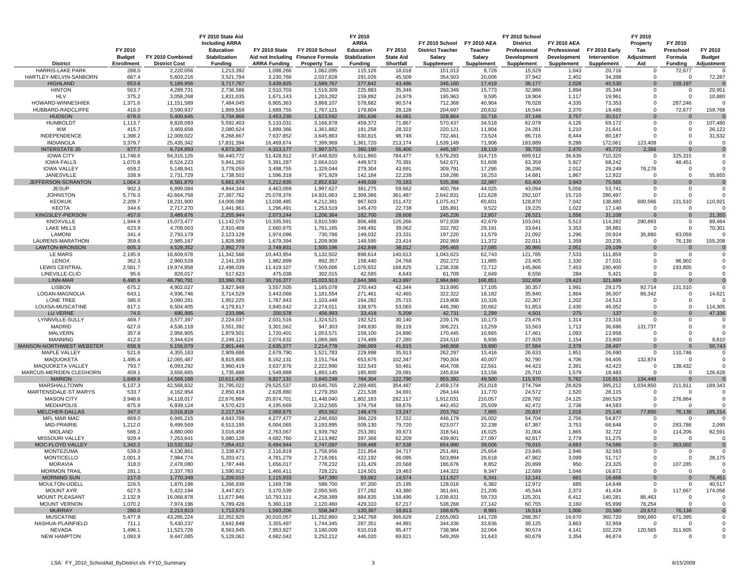| District | FY 2010 Budget Enrollment | FY 2010 Combined District Cost | FY 2010 State Aid Including ARRA Education Stabilization Funding | FY 2010 State Aid not Including ARRA Funding | FY 2010 School Finance Formula Property Tax | FY 2010 ARRA Education Stabilization Funding | FY 2010 State Aid Shortfall | FY 2010 School District Teacher Salary Supplement | FY 2010 AEA Teacher Salary Supplement | FY 2010 School District Professional Development Supplement | FY 2010 AEA Professional Development Supplement | FY 2010 Early Intervention Supplement | FY 2010 Property Tax Adjustment Aid | FY 2010 Preschool Formula Funding | FY 2010 Budget Adjustment |
|---|---|---|---|---|---|---|---|---|---|---|---|---|---|---|---|
| HARRIS-LAKE PARK | 288.0 | 2,220,056 | 1,213,392 | 1,098,266 | 1,062,095 | 115,126 | 18,018 | 151,013 | 8,728 | 15,529 | 1,043 | 20,716 | 0 | 72,677 | 0 |
| HARTLEY-MELVIN-SANBORN | 667.4 | 5,603,216 | 3,521,794 | 3,230,768 | 2,037,828 | 291,026 | 45,509 | 354,503 | 20,006 | 37,942 | 2,402 | 34,398 | 0 | 0 | 72,287 |
| HIGHLAND | 653.6 | 5,189,956 | 3,717,767 | 3,439,925 | 1,589,767 | 277,842 | 43,486 | 346,160 | 17,419 | 36,177 | 2,028 | 40,530 | 0 | 159,197 | 0 |
| HINTON | 563.7 | 4,289,731 | 2,736,586 | 2,510,703 | 1,519,309 | 225,883 | 35,346 | 293,349 | 15,773 | 32,886 | 1,894 | 35,344 | 0 | 0 | 20,951 |
| HLV | 375.2 | 3,058,268 | 1,831,035 | 1,671,143 | 1,203,282 | 159,892 | 24,979 | 195,963 | 9,595 | 19,904 | 1,117 | 19,961 | 0 | 0 | 10,880 |
| HOWARD-WINNESHIEK | 1,371.6 | 11,151,589 | 7,484,045 | 6,905,363 | 3,868,107 | 578,682 | 90,574 | 712,368 | 40,904 | 76,028 | 4,335 | 73,353 | 0 | 287,246 | 0 |
| HUBBARD-RADCLIFFE | 416.0 | 3,590,937 | 1,869,559 | 1,689,755 | 1,767,121 | 179,804 | 28,128 | 204,697 | 20,632 | 16,544 | 2,370 | 19,485 | 0 | 72,677 | 159,768 |
| HUDSON | 678.0 | 5,400,645 | 3,734,866 | 3,453,230 | 1,623,592 | 281,636 | 44,081 | 328,864 | 32,716 | 37,148 | 3,757 | 30,517 | 0 | 0 | 0 |
| HUMBOLDT | 1,113.7 | 8,828,093 | 5,592,403 | 5,133,031 | 3,166,878 | 459,372 | 71,867 | 570,437 | 34,518 | 62,078 | 4,126 | 69,172 | 0 | 0 | 107,480 |
| IKM | 415.7 | 3,469,658 | 2,080,624 | 1,899,366 | 1,361,882 | 181,258 | 28,322 | 220,121 | 11,804 | 24,281 | 1,210 | 21,641 | 0 | 0 | 26,122 |
| INDEPENDENCE | 1,398.2 | 12,009,022 | 8,268,667 | 7,637,852 | 3,645,863 | 630,815 | 98,748 | 732,461 | 73,524 | 86,716 | 8,444 | 80,187 | 0 | 0 | 31,532 |
| INDIANOLA | 3,379.7 | 25,435,342 | 17,831,394 | 16,469,674 | 7,399,969 | 1,361,720 | 213,174 | 1,539,149 | 71,906 | 183,889 | 9,288 | 172,061 | 123,408 | 0 | 0 |
| INTERSTATE 35 | 877.7 | 6,724,893 | 4,673,367 | 4,313,177 | 1,997,571 | 360,190 | 56,400 | 445,187 | 19,119 | 39,733 | 2,470 | 45,772 | 2,356 | 0 | 0 |
| IOWA CITY | 11,748.6 | 94,315,126 | 56,440,772 | 51,428,912 | 37,448,920 | 5,011,860 | 784,477 | 5,579,293 | 314,715 | 699,512 | 36,636 | 710,320 | 0 | 325,315 | 0 |
| IOWA FALLS | 1,070.8 | 8,524,223 | 5,841,260 | 5,391,287 | 2,664,010 | 449,973 | 70,391 | 542,671 | 51,608 | 63,359 | 5,927 | 68,242 | 0 | 48,451 | 0 |
| IOWA VALLEY | 659.2 | 5,148,941 | 3,778,059 | 3,498,755 | 1,329,044 | 279,304 | 43,691 | 309,791 | 17,286 | 36,296 | 2,012 | 29,249 | 76,276 | 0 | 0 |
| JANESVILLE | 338.9 | 2,731,729 | 1,738,502 | 1,596,318 | 971,929 | 142,184 | 22,239 | 159,286 | 16,253 | 14,681 | 1,867 | 12,922 | 0 | 0 | 55,655 |
| JEFFERSON-SCRANTON | 1,064.3 | 8,581,870 | 5,661,974 | 5,212,935 | 2,852,632 | 449,039 | 70,183 | 535,396 | 32,987 | 63,400 | 3,943 | 75,565 | 0 | 0 | 0 |
| JESUP | 902.3 | 6,899,084 | 4,844,344 | 4,463,069 | 1,997,627 | 381,275 | 59,662 | 400,784 | 44,025 | 43,094 | 5,056 | 53,741 | 0 | 0 | 0 |
| JOHNSTON | 5,776.3 | 42,664,758 | 27,387,762 | 25,078,376 | 14,931,063 | 2,309,386 | 361,487 | 2,642,831 | 121,628 | 292,107 | 15,710 | 280,497 | 0 | 0 | 0 |
| KEOKUK | 2,209.7 | 18,231,900 | 14,006,088 | 13,038,485 | 4,212,381 | 967,603 | 151,472 | 1,075,417 | 65,601 | 128,870 | 7,042 | 138,880 | 600,566 | 131,510 | 110,921 |
| KEOTA | 344.6 | 2,717,270 | 1,441,961 | 1,296,491 | 1,253,519 | 145,470 | 22,738 | 185,891 | 9,522 | 19,225 | 1,022 | 17,140 | 0 | 0 | 0 |
| KINGSLEY-PIERSON | 457.0 | 3,489,676 | 2,255,944 | 2,073,244 | 1,206,364 | 182,700 | 28,608 | 245,226 | 12,957 | 28,521 | 1,556 | 31,108 | 0 | 0 | 21,355 |
| KNOXVILLE | 1,944.9 | 15,073,477 | 11,142,079 | 10,335,591 | 3,810,590 | 806,488 | 126,266 | 972,839 | 42,679 | 103,041 | 5,513 | 114,282 | 290,893 | 0 | 89,484 |
| LAKE MILLS | 623.9 | 4,709,003 | 2,910,466 | 2,660,975 | 1,761,165 | 249,491 | 39,062 | 332,782 | 29,191 | 33,641 | 3,353 | 38,881 | 0 | 0 | 70,301 |
| LAMONI | 341.4 | 2,793,179 | 2,123,128 | 1,974,096 | 730,786 | 149,032 | 23,331 | 197,220 | 11,579 | 21,092 | 1,296 | 20,924 | 35,880 | 83,059 | 0 |
| LAURENS-MARATHON | 359.6 | 2,985,167 | 1,828,989 | 1,679,394 | 1,209,908 | 149,595 | 23,414 | 202,969 | 11,372 | 22,011 | 1,359 | 20,235 | 0 | 76,138 | 155,208 |
| LAWTON-BRONSON | 605.3 | 4,529,352 | 2,992,779 | 2,749,931 | 1,500,196 | 242,848 | 38,012 | 295,465 | 17,085 | 30,985 | 2,051 | 29,109 | 0 | 0 | 0 |
| LE MARS | 2,195.9 | 16,609,678 | 11,342,568 | 10,443,954 | 5,132,502 | 898,614 | 140,613 | 1,043,623 | 62,743 | 121,785 | 7,533 | 111,859 | 0 | 0 | 0 |
| LENOX | 362.3 | 2,960,528 | 2,141,339 | 1,982,899 | 892,357 | 158,440 | 24,768 | 202,272 | 11,885 | 23,405 | 1,330 | 27,031 | 0 | 96,902 | 0 |
| LEWIS CENTRAL | 2,581.7 | 19,974,858 | 12,498,039 | 11,419,107 | 7,509,006 | 1,078,932 | 168,825 | 1,238,338 | 72,712 | 145,866 | 7,453 | 190,400 | 0 | 193,805 | 0 |
| LINEVILLE-CLIO | 95.6 | 826,017 | 517,623 | 475,038 | 302,015 | 42,585 | 6,643 | 61,709 | 2,649 | 6,556 | 284 | 5,421 | 0 | 0 | 0 |
| LINN-MAR | 6,490.9 | 48,790,791 | 33,360,763 | 30,716,377 | 15,033,913 | 2,644,386 | 413,997 | 2,984,840 | 166,851 | 332,659 | 19,423 | 321,689 | 0 | 0 | 0 |
| LISBON | 675.2 | 4,902,027 | 3,827,948 | 3,557,505 | 1,165,078 | 270,443 | 42,344 | 313,995 | 17,105 | 30,357 | 1,991 | 29,175 | 92,714 | 131,510 | 0 |
| LOGAN-MAGNOLIA | 643.1 | 4,936,746 | 3,714,529 | 3,443,068 | 1,181,554 | 271,461 | 42,465 | 322,322 | 18,182 | 35,840 | 1,864 | 36,007 | 86,342 | 0 | 14,621 |
| LONE TREE | 385.0 | 3,080,281 | 1,952,225 | 1,787,943 | 1,103,448 | 164,282 | 25,715 | 219,808 | 10,326 | 22,307 | 1,202 | 24,513 | 0 | 0 | 0 |
| LOUISA-MUSCATINE | 817.1 | 6,504,405 | 4,179,617 | 3,840,642 | 2,274,011 | 338,975 | 53,065 | 446,390 | 20,662 | 51,853 | 2,430 | 46,052 | 0 | 0 | 114,305 |
| LU VERNE | 74.0 | 695,995 | 233,996 | 200,578 | 456,993 | 33,418 | 5,209 | 42,731 | 2,299 | 4,501 | 275 | 137 | 0 | 0 | 47,336 |
| LYNNVILLE-SULLY | 469.7 | 3,577,397 | 2,224,037 | 2,031,516 | 1,324,521 | 192,521 | 30,140 | 239,176 | 10,173 | 23,476 | 1,314 | 23,316 | 0 | 0 | 0 |
| MADRID | 627.0 | 4,536,118 | 3,551,392 | 3,301,562 | 947,303 | 249,830 | 39,119 | 306,221 | 13,259 | 33,563 | 1,713 | 36,686 | 131,737 | 0 | 0 |
| MALVERN | 357.8 | 2,956,905 | 1,879,501 | 1,720,401 | 1,053,571 | 159,100 | 24,890 | 170,445 | 10,665 | 17,461 | 1,093 | 13,958 | 0 | 0 | 0 |
| MANNING | 412.0 | 3,344,624 | 2,249,121 | 2,074,632 | 1,069,366 | 174,489 | 27,280 | 234,510 | 8,936 | 27,929 | 1,154 | 23,900 | 0 | 0 | 8,810 |
| MANSON-NORTHWEST WEBSTER | 658.9 | 5,156,079 | 2,901,446 | 2,635,377 | 2,214,778 | 266,069 | 41,615 | 348,868 | 19,890 | 37,584 | 2,378 | 28,497 | 0 | 0 | 50,743 |
| MAPLE VALLEY | 521.6 | 4,355,163 | 2,909,688 | 2,679,790 | 1,521,783 | 229,898 | 35,913 | 262,297 | 15,416 | 26,633 | 1,851 | 26,690 | 0 | 110,746 | 0 |
| MAQUOKETA | 1,495.4 | 12,065,487 | 8,815,806 | 8,162,131 | 3,151,764 | 653,675 | 102,347 | 790,304 | 40,007 | 92,790 | 4,706 | 94,405 | 132,874 | 0 | 0 |
| MAQUOKETA VALLEY | 793.7 | 6,093,292 | 3,960,419 | 3,637,876 | 2,222,990 | 322,543 | 50,461 | 404,708 | 22,561 | 44,423 | 2,391 | 42,423 | 0 | 138,432 | 0 |
| MARCUS-MERIDEN CLEGHORN | 459.1 | 3,656,665 | 1,735,688 | 1,549,888 | 1,893,145 | 185,800 | 29,091 | 245,834 | 13,156 | 25,710 | 1,579 | 18,483 | 0 | 0 | 126,628 |
| MARION | 1,849.6 | 14,569,168 | 10,611,435 | 9,827,131 | 3,840,248 | 784,304 | 122,790 | 955,392 | 49,500 | 115,970 | 5,762 | 116,913 | 134,448 | 0 | 0 |
| MARSHALLTOWN | 5,137.3 | 42,568,832 | 31,795,022 | 29,525,537 | 10,645,765 | 2,269,485 | 354,487 | 2,459,174 | 251,018 | 274,794 | 28,829 | 395,212 | 1,034,850 | 211,911 | 189,343 |
| MARTENSDALE-ST MARYS | 533.7 | 4,162,954 | 2,850,418 | 2,628,880 | 1,279,350 | 221,538 | 34,691 | 264,144 | 11,770 | 24,572 | 1,520 | 28,115 | 0 | 0 | 0 |
| MASON CITY | 3,948.6 | 34,118,017 | 22,676,884 | 20,874,701 | 11,448,040 | 1,802,183 | 282,117 | 1,912,031 | 210,057 | 228,782 | 24,125 | 260,529 | 0 | 276,864 | 0 |
| MEDIAPOLIS | 875.9 | 6,939,124 | 4,570,423 | 4,195,669 | 2,312,565 | 374,754 | 58,676 | 442,452 | 25,509 | 42,472 | 2,738 | 44,583 | 0 | 0 | 0 |
| MELCHER-DALLAS | 347.0 | 3,016,819 | 2,217,154 | 2,068,675 | 853,562 | 148,479 | 23,247 | 203,762 | 7,865 | 20,837 | 1,016 | 25,140 | 77,850 | 76,138 | 185,314 |
| MFL MAR MAC | 869.0 | 6,945,215 | 4,643,706 | 4,277,477 | 2,246,650 | 366,229 | 57,332 | 446,179 | 26,002 | 54,704 | 2,756 | 54,877 | 0 | 0 | 0 |
| MID-PRAIRIE | 1,212.0 | 9,499,569 | 6,513,195 | 6,004,065 | 3,193,895 | 509,130 | 79,720 | 623,077 | 32,238 | 67,387 | 3,753 | 68,648 | 0 | 283,786 | 2,095 |
| MIDLAND | 586.2 | 4,880,000 | 3,016,458 | 2,763,067 | 1,939,792 | 253,391 | 39,673 | 318,541 | 16,025 | 31,004 | 1,865 | 32,722 | 0 | 114,206 | 82,591 |
| MISSOURI VALLEY | 929.4 | 7,253,641 | 5,080,126 | 4,682,760 | 2,113,992 | 397,366 | 62,209 | 439,801 | 27,097 | 42,817 | 2,778 | 51,275 | 0 | 0 | 0 |
| MOC-FLOYD VALLEY | 1,342.2 | 10,532,312 | 7,054,412 | 6,494,944 | 3,747,097 | 559,468 | 87,538 | 654,980 | 39,006 | 79,015 | 4,683 | 74,586 | 0 | 353,002 | 0 |
| MONTEZUMA | 539.0 | 4,130,861 | 2,338,673 | 2,116,819 | 1,758,956 | 221,854 | 34,717 | 251,481 | 25,654 | 23,845 | 2,946 | 32,583 | 0 | 0 | 0 |
| MONTICELLO | 1,001.3 | 7,984,774 | 5,203,471 | 4,781,279 | 2,718,061 | 422,192 | 66,095 | 503,894 | 26,618 | 47,862 | 3,099 | 51,717 | 0 | 0 | 28,175 |
| MORAVIA | 318.0 | 2,478,080 | 1,787,446 | 1,656,017 | 778,232 | 131,429 | 20,568 | 186,676 | 8,852 | 20,899 | 950 | 23,325 | 0 | 107,285 | 0 |
| MORMON TRAIL | 281.1 | 2,337,783 | 1,590,912 | 1,466,411 | 728,221 | 124,501 | 19,463 | 144,322 | 9,347 | 12,689 | 1,046 | 16,672 | 0 | 0 | 0 |
| MORNING SUN | 217.0 | 1,770,348 | 1,209,015 | 1,115,933 | 547,390 | 93,082 | 14,574 | 111,627 | 6,341 | 12,141 | 681 | 16,668 | 0 | 0 | 76,451 |
| MOULTON-UDELL | 226.5 | 1,870,196 | 1,266,936 | 1,169,736 | 588,700 | 97,200 | 15,195 | 128,016 | 6,382 | 12,972 | 685 | 14,648 | 0 | 0 | 40,517 |
| MOUNT AYR | 627.5 | 5,422,194 | 3,447,821 | 3,170,539 | 2,050,505 | 277,282 | 43,380 | 361,641 | 21,206 | 45,544 | 2,373 | 41,434 | 0 | 117,667 | 174,058 |
| MOUNT PLEASANT | 2,132.9 | 16,068,878 | 11,677,946 | 10,793,111 | 4,258,389 | 884,835 | 138,490 | 1,039,831 | 59,733 | 125,201 | 6,412 | 140,281 | 86,463 | 0 | 0 |
| MOUNT VERNON | 1,070.2 | 7,974,196 | 5,789,428 | 5,360,118 | 2,120,460 | 429,310 | 67,217 | 538,268 | 27,142 | 60,755 | 3,160 | 65,999 | 76,254 | 0 | 0 |
| MURRAY | 280.0 | 2,213,813 | 1,713,573 | 1,593,206 | 558,347 | 120,367 | 18,813 | 168,675 | 8,991 | 16,514 | 1,006 | 20,580 | 20,672 | 76,138 | 0 |
| MUSCATINE | 5,477.9 | 43,285,224 | 32,352,825 | 30,010,057 | 11,252,860 | 2,342,768 | 366,629 | 2,655,083 | 141,728 | 288,357 | 16,670 | 360,720 | 590,660 | 671,395 | 0 |
| NASHUA-PLAINFIELD | 711.1 | 5,430,237 | 3,642,848 | 3,355,497 | 1,744,345 | 287,351 | 44,991 | 344,336 | 33,636 | 39,125 | 3,863 | 32,959 | 0 | 0 | 0 |
| NEVADA | 1,496.1 | 11,523,726 | 8,563,945 | 7,953,927 | 3,180,009 | 610,018 | 95,477 | 738,984 | 32,064 | 90,574 | 4,141 | 102,229 | 120,565 | 311,605 | 0 |
| NEW HAMPTON | 1,093.9 | 8,447,085 | 5,128,062 | 4,682,042 | 3,252,212 | 446,020 | 69,821 | 549,269 | 31,643 | 60,679 | 3,354 | 46,874 | 0 | 0 | 0 |

LSA: FY_2010_SchoolAid_ByDistrict.xls FY10_Summary    6/15/2009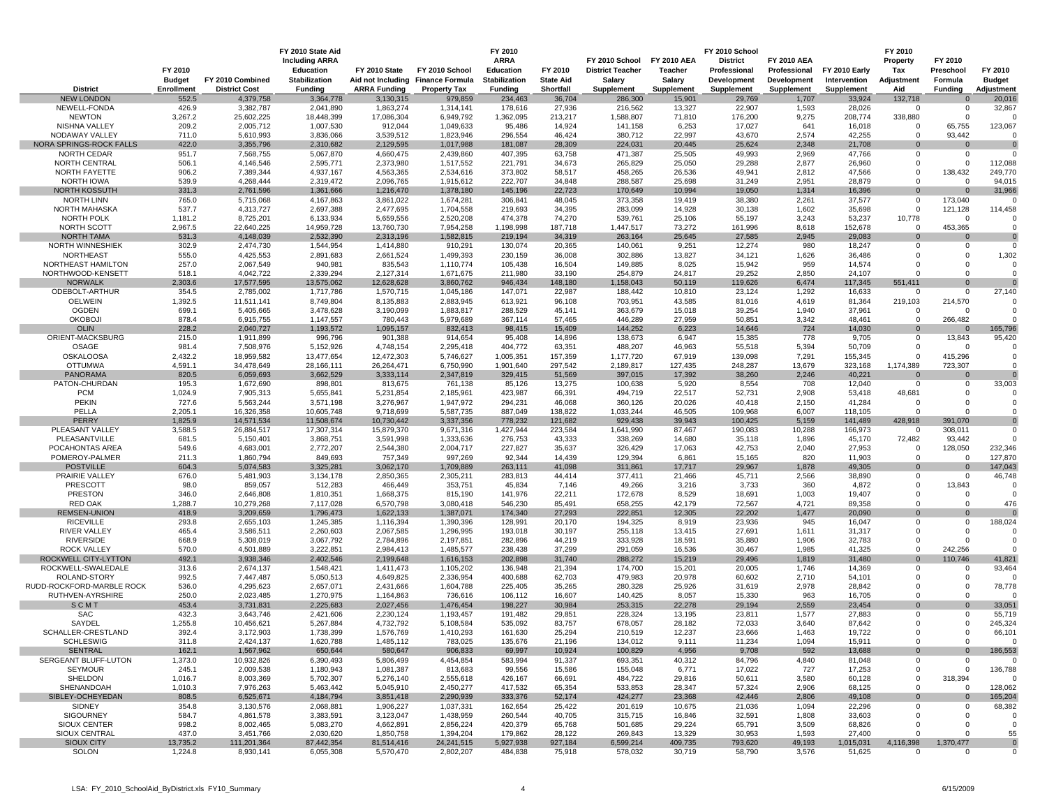| District | FY 2010 Budget Enrollment | FY 2010 Combined District Cost | FY 2010 State Aid Including ARRA Education Stabilization Funding | FY 2010 State Aid not Including ARRA Funding | FY 2010 School Finance Formula Property Tax | FY 2010 ARRA Education Stabilization Funding | FY 2010 State Aid Shortfall | FY 2010 School District Teacher Salary Supplement | FY 2010 AEA Teacher Salary Supplement | FY 2010 School District Professional Development Supplement | FY 2010 AEA Professional Development Supplement | FY 2010 Early Intervention Supplement | FY 2010 Property Tax Adjustment Aid | FY 2010 Preschool Formula Funding | FY 2010 Budget Adjustment |
|---|---|---|---|---|---|---|---|---|---|---|---|---|---|---|---|
| NEW LONDON | 552.5 | 4,379,758 | 3,364,778 | 3,130,315 | 979,859 | 234,463 | 36,704 | 286,300 | 15,901 | 29,769 | 1,707 | 33,924 | 132,718 | 0 | 20,016 |
| NEWELL-FONDA | 426.9 | 3,382,787 | 2,041,890 | 1,863,274 | 1,314,141 | 178,616 | 27,936 | 216,562 | 13,327 | 22,907 | 1,593 | 28,026 | 0 | 0 | 32,867 |
| NEWTON | 3,267.2 | 25,602,225 | 18,448,399 | 17,086,304 | 6,949,792 | 1,362,095 | 213,217 | 1,588,807 | 71,810 | 176,200 | 9,275 | 208,774 | 338,880 | 0 | 0 |
| NISHNA VALLEY | 209.2 | 2,005,712 | 1,007,530 | 912,044 | 1,049,633 | 95,486 | 14,924 | 141,158 | 6,253 | 17,027 | 641 | 16,018 | 0 | 65,755 | 123,067 |
| NODAWAY VALLEY | 711.0 | 5,610,993 | 3,836,066 | 3,539,512 | 1,823,946 | 296,554 | 46,424 | 380,712 | 22,997 | 43,670 | 2,574 | 42,255 | 0 | 93,442 | 0 |
| NORA SPRINGS-ROCK FALLS | 422.0 | 3,355,796 | 2,310,682 | 2,129,595 | 1,017,988 | 181,087 | 28,309 | 224,031 | 20,445 | 25,624 | 2,348 | 21,708 | 0 | 0 | 0 |
| NORTH CEDAR | 951.7 | 7,568,755 | 5,067,870 | 4,660,475 | 2,439,860 | 407,395 | 63,758 | 471,387 | 25,505 | 49,993 | 2,969 | 47,766 | 0 | 0 | 0 |
| NORTH CENTRAL | 506.1 | 4,146,546 | 2,595,771 | 2,373,980 | 1,517,552 | 221,791 | 34,673 | 265,829 | 25,050 | 29,288 | 2,877 | 26,960 | 0 | 0 | 112,088 |
| NORTH FAYETTE | 906.2 | 7,389,344 | 4,937,167 | 4,563,365 | 2,534,616 | 373,802 | 58,517 | 458,265 | 26,536 | 49,941 | 2,812 | 47,566 | 0 | 138,432 | 249,770 |
| NORTH IOWA | 539.9 | 4,268,444 | 2,319,472 | 2,096,765 | 1,915,612 | 222,707 | 34,848 | 288,587 | 25,698 | 31,249 | 2,951 | 28,879 | 0 | 0 | 94,015 |
| NORTH KOSSUTH | 331.3 | 2,761,596 | 1,361,666 | 1,216,470 | 1,378,180 | 145,196 | 22,723 | 170,649 | 10,994 | 19,050 | 1,314 | 16,396 | 0 | 0 | 31,966 |
| NORTH LINN | 765.0 | 5,715,068 | 4,167,863 | 3,861,022 | 1,674,281 | 306,841 | 48,045 | 373,358 | 19,419 | 38,380 | 2,261 | 37,577 | 0 | 173,040 | 0 |
| NORTH MAHASKA | 537.7 | 4,313,727 | 2,697,388 | 2,477,695 | 1,704,558 | 219,693 | 34,395 | 283,099 | 14,928 | 30,138 | 1,602 | 35,698 | 0 | 121,128 | 114,458 |
| NORTH POLK | 1,181.2 | 8,725,201 | 6,133,934 | 5,659,556 | 2,520,208 | 474,378 | 74,270 | 539,761 | 25,106 | 55,197 | 3,243 | 53,237 | 10,778 | 0 | 0 |
| NORTH SCOTT | 2,967.5 | 22,640,225 | 14,959,728 | 13,760,730 | 7,954,258 | 1,198,998 | 187,718 | 1,447,517 | 73,272 | 161,996 | 8,618 | 152,678 | 0 | 453,365 | 0 |
| NORTH TAMA | 531.3 | 4,148,039 | 2,532,390 | 2,313,196 | 1,582,815 | 219,194 | 34,319 | 263,164 | 25,645 | 27,585 | 2,945 | 29,083 | 0 | 0 | 0 |
| NORTH WINNESHIEK | 302.9 | 2,474,730 | 1,544,954 | 1,414,880 | 910,291 | 130,074 | 20,365 | 140,061 | 9,251 | 12,274 | 980 | 18,247 | 0 | 0 | 0 |
| NORTHEAST | 555.0 | 4,425,553 | 2,891,683 | 2,661,524 | 1,499,393 | 230,159 | 36,008 | 302,886 | 13,827 | 34,121 | 1,626 | 36,486 | 0 | 0 | 1,302 |
| NORTHEAST HAMILTON | 257.0 | 2,067,549 | 940,981 | 835,543 | 1,110,774 | 105,438 | 16,504 | 149,885 | 8,025 | 15,942 | 959 | 14,574 | 0 | 0 | 0 |
| NORTHWOOD-KENSETT | 518.1 | 4,042,722 | 2,339,294 | 2,127,314 | 1,671,675 | 211,980 | 33,190 | 254,979 | 24,817 | 29,252 | 2,850 | 24,107 | 0 | 0 | 0 |
| NORWALK | 2,303.6 | 17,577,595 | 13,575,062 | 12,628,628 | 3,860,762 | 946,434 | 148,180 | 1,158,043 | 50,119 | 119,626 | 6,474 | 117,345 | 551,411 | 0 | 0 |
| ODEBOLT-ARTHUR | 354.5 | 2,785,002 | 1,717,786 | 1,570,715 | 1,045,186 | 147,071 | 22,987 | 188,442 | 10,810 | 23,124 | 1,292 | 16,633 | 0 | 0 | 27,140 |
| OELWEIN | 1,392.5 | 11,511,141 | 8,749,804 | 8,135,883 | 2,883,945 | 613,921 | 96,108 | 703,951 | 43,585 | 81,016 | 4,619 | 81,364 | 219,103 | 214,570 | 0 |
| OGDEN | 699.1 | 5,405,665 | 3,478,628 | 3,190,099 | 1,883,817 | 288,529 | 45,141 | 363,679 | 15,018 | 39,254 | 1,940 | 37,961 | 0 | 0 | 0 |
| OKOBOJI | 878.4 | 6,915,755 | 1,147,557 | 780,443 | 5,979,689 | 367,114 | 57,465 | 446,289 | 27,959 | 50,851 | 3,342 | 48,461 | 0 | 266,482 | 0 |
| OLIN | 228.2 | 2,040,727 | 1,193,572 | 1,095,157 | 832,413 | 98,415 | 15,409 | 144,252 | 6,223 | 14,646 | 724 | 14,030 | 0 | 0 | 165,796 |
| ORIENT-MACKSBURG | 215.0 | 1,911,899 | 996,796 | 901,388 | 914,654 | 95,408 | 14,896 | 138,673 | 6,947 | 15,385 | 778 | 9,705 | 0 | 13,843 | 95,420 |
| OSAGE | 981.4 | 7,508,976 | 5,152,926 | 4,748,154 | 2,295,418 | 404,772 | 63,351 | 488,207 | 46,963 | 55,518 | 5,394 | 50,709 | 0 | 0 | 0 |
| OSKALOOSA | 2,432.2 | 18,959,582 | 13,477,654 | 12,472,303 | 5,746,627 | 1,005,351 | 157,359 | 1,177,720 | 67,919 | 139,098 | 7,291 | 155,345 | 0 | 415,296 | 0 |
| OTTUMWA | 4,591.1 | 34,478,649 | 28,166,111 | 26,264,471 | 6,750,990 | 1,901,640 | 297,542 | 2,189,817 | 127,435 | 248,287 | 13,679 | 323,168 | 1,174,389 | 723,307 | 0 |
| PANORAMA | 820.5 | 6,059,693 | 3,662,529 | 3,333,114 | 2,347,819 | 329,415 | 51,569 | 397,015 | 17,392 | 38,260 | 2,246 | 40,221 | 0 | 0 | 0 |
| PATON-CHURDAN | 195.3 | 1,672,690 | 898,801 | 813,675 | 761,138 | 85,126 | 13,275 | 100,638 | 5,920 | 8,554 | 708 | 12,040 | 0 | 0 | 33,003 |
| PCM | 1,024.9 | 7,905,313 | 5,655,841 | 5,231,854 | 2,185,961 | 423,987 | 66,391 | 494,719 | 22,517 | 52,731 | 2,908 | 53,418 | 48,681 | 0 | 0 |
| PEKIN | 727.6 | 5,563,244 | 3,571,198 | 3,276,967 | 1,947,972 | 294,231 | 46,068 | 360,126 | 20,026 | 40,418 | 2,150 | 41,284 | 0 | 0 | 0 |
| PELLA | 2,205.1 | 16,326,358 | 10,605,748 | 9,718,699 | 5,587,735 | 887,049 | 138,822 | 1,033,244 | 46,505 | 109,968 | 6,007 | 118,105 | 0 | 0 | 0 |
| PERRY | 1,825.9 | 14,571,534 | 11,508,674 | 10,730,442 | 3,337,356 | 778,232 | 121,682 | 929,438 | 39,943 | 100,425 | 5,159 | 141,489 | 428,918 | 391,070 | 0 |
| PLEASANT VALLEY | 3,588.5 | 26,884,517 | 17,307,314 | 15,879,370 | 9,671,316 | 1,427,944 | 223,584 | 1,641,990 | 87,467 | 190,083 | 10,288 | 166,973 | 0 | 308,011 | 0 |
| PLEASANTVILLE | 681.5 | 5,150,401 | 3,868,751 | 3,591,998 | 1,333,636 | 276,753 | 43,333 | 338,269 | 14,680 | 35,118 | 1,896 | 45,170 | 72,482 | 93,442 | 0 |
| POCAHONTAS AREA | 549.6 | 4,683,001 | 2,772,207 | 2,544,380 | 2,004,717 | 227,827 | 35,637 | 326,429 | 17,063 | 42,753 | 2,040 | 27,953 | 0 | 128,050 | 232,346 |
| POMEROY-PALMER | 211.3 | 1,860,794 | 849,693 | 757,349 | 997,269 | 92,344 | 14,439 | 129,394 | 6,861 | 15,165 | 820 | 11,903 | 0 | 0 | 127,870 |
| POSTVILLE | 604.3 | 5,074,583 | 3,325,281 | 3,062,170 | 1,709,889 | 263,111 | 41,098 | 311,861 | 17,717 | 29,967 | 1,878 | 49,305 | 0 | 0 | 147,043 |
| PRAIRIE VALLEY | 676.0 | 5,481,903 | 3,134,178 | 2,850,365 | 2,305,211 | 283,813 | 44,414 | 377,411 | 21,466 | 45,711 | 2,566 | 38,890 | 0 | 0 | 46,748 |
| PRESCOTT | 98.0 | 859,057 | 512,283 | 466,449 | 353,751 | 45,834 | 7,146 | 49,266 | 3,216 | 3,733 | 360 | 4,872 | 0 | 13,843 | 0 |
| PRESTON | 346.0 | 2,646,808 | 1,810,351 | 1,668,375 | 815,190 | 141,976 | 22,211 | 172,678 | 8,529 | 18,691 | 1,003 | 19,407 | 0 | 0 | 0 |
| RED OAK | 1,288.7 | 10,279,268 | 7,117,028 | 6,570,798 | 3,080,418 | 546,230 | 85,491 | 658,255 | 42,179 | 72,567 | 4,721 | 89,358 | 0 | 0 | 476 |
| REMSEN-UNION | 418.9 | 3,209,659 | 1,796,473 | 1,622,133 | 1,387,071 | 174,340 | 27,293 | 222,851 | 12,305 | 22,202 | 1,477 | 20,090 | 0 | 0 | 0 |
| RICEVILLE | 293.8 | 2,655,103 | 1,245,385 | 1,116,394 | 1,390,396 | 128,991 | 20,170 | 194,325 | 8,919 | 23,936 | 945 | 16,047 | 0 | 0 | 188,024 |
| RIVER VALLEY | 465.4 | 3,586,511 | 2,260,603 | 2,067,585 | 1,296,995 | 193,018 | 30,197 | 255,118 | 13,415 | 27,691 | 1,611 | 31,317 | 0 | 0 | 0 |
| RIVERSIDE | 668.9 | 5,308,019 | 3,067,792 | 2,784,896 | 2,197,851 | 282,896 | 44,219 | 333,928 | 18,591 | 35,880 | 1,906 | 32,783 | 0 | 0 | 0 |
| ROCK VALLEY | 570.0 | 4,501,889 | 3,222,851 | 2,984,413 | 1,485,577 | 238,438 | 37,299 | 291,059 | 16,536 | 30,467 | 1,985 | 41,325 | 0 | 242,256 | 0 |
| ROCKWELL CITY-LYTTON | 492.1 | 3,938,346 | 2,402,546 | 2,199,648 | 1,616,153 | 202,898 | 31,740 | 288,272 | 15,219 | 29,496 | 1,819 | 31,480 | 0 | 110,746 | 41,821 |
| ROCKWELL-SWALEDALE | 313.6 | 2,674,137 | 1,548,421 | 1,411,473 | 1,105,202 | 136,948 | 21,394 | 174,700 | 15,201 | 20,005 | 1,746 | 14,369 | 0 | 0 | 93,464 |
| ROLAND-STORY | 992.5 | 7,447,487 | 5,050,513 | 4,649,825 | 2,336,954 | 400,688 | 62,703 | 479,983 | 20,978 | 60,602 | 2,710 | 54,101 | 0 | 0 | 0 |
| RUDD-ROCKFORD-MARBLE ROCK | 536.0 | 4,295,623 | 2,657,071 | 2,431,666 | 1,604,788 | 225,405 | 35,265 | 280,328 | 25,926 | 31,619 | 2,978 | 28,842 | 0 | 0 | 78,778 |
| RUTHVEN-AYRSHIRE | 250.0 | 2,023,485 | 1,270,975 | 1,164,863 | 736,616 | 106,112 | 16,607 | 140,425 | 8,057 | 15,330 | 963 | 16,705 | 0 | 0 | 0 |
| S C M T | 453.4 | 3,731,831 | 2,225,683 | 2,027,456 | 1,476,454 | 198,227 | 30,984 | 253,315 | 22,278 | 29,194 | 2,559 | 23,454 | 0 | 0 | 33,051 |
| SAC | 432.3 | 3,643,746 | 2,421,606 | 2,230,124 | 1,193,457 | 191,482 | 29,851 | 228,324 | 13,195 | 23,811 | 1,577 | 27,883 | 0 | 0 | 55,719 |
| SAYDEL | 1,255.8 | 10,456,621 | 5,267,884 | 4,732,792 | 5,108,584 | 535,092 | 83,757 | 678,057 | 28,182 | 72,033 | 3,640 | 87,642 | 0 | 0 | 245,324 |
| SCHALLER-CRESTLAND | 392.4 | 3,172,903 | 1,738,399 | 1,576,769 | 1,410,293 | 161,630 | 25,294 | 210,519 | 12,237 | 23,666 | 1,463 | 19,722 | 0 | 0 | 66,101 |
| SCHLESWIG | 311.8 | 2,424,137 | 1,620,788 | 1,485,112 | 783,025 | 135,676 | 21,196 | 134,012 | 9,111 | 11,234 | 1,094 | 15,911 | 0 | 0 | 0 |
| SENTRAL | 162.1 | 1,567,962 | 650,644 | 580,647 | 906,833 | 69,997 | 10,924 | 100,829 | 4,956 | 9,708 | 592 | 13,688 | 0 | 0 | 186,553 |
| SERGEANT BLUFF-LUTON | 1,373.0 | 10,932,826 | 6,390,493 | 5,806,499 | 4,454,854 | 583,994 | 91,337 | 693,351 | 40,312 | 84,796 | 4,840 | 81,048 | 0 | 0 | 0 |
| SEYMOUR | 245.1 | 2,009,538 | 1,180,943 | 1,081,387 | 813,683 | 99,556 | 15,586 | 155,048 | 6,771 | 17,022 | 727 | 17,253 | 0 | 0 | 136,788 |
| SHELDON | 1,016.7 | 8,003,369 | 5,702,307 | 5,276,140 | 2,555,618 | 426,167 | 66,691 | 484,722 | 29,816 | 50,611 | 3,580 | 60,128 | 0 | 318,394 | 0 |
| SHENANDOAH | 1,010.3 | 7,976,263 | 5,463,442 | 5,045,910 | 2,450,277 | 417,532 | 65,354 | 533,853 | 28,347 | 57,324 | 2,906 | 68,125 | 0 | 0 | 128,062 |
| SIBLEY-OCHEYEDAN | 808.5 | 6,525,671 | 4,184,794 | 3,851,418 | 2,290,939 | 333,376 | 52,174 | 424,277 | 23,368 | 42,446 | 2,806 | 49,108 | 0 | 0 | 165,204 |
| SIDNEY | 354.8 | 3,130,576 | 2,068,881 | 1,906,227 | 1,037,331 | 162,654 | 25,422 | 201,619 | 10,675 | 21,036 | 1,094 | 22,296 | 0 | 0 | 68,382 |
| SIGOURNEY | 584.7 | 4,861,578 | 3,383,591 | 3,123,047 | 1,438,959 | 260,544 | 40,705 | 315,715 | 16,846 | 32,591 | 1,808 | 33,603 | 0 | 0 | 0 |
| SIOUX CENTER | 998.2 | 8,002,465 | 5,083,270 | 4,662,891 | 2,856,224 | 420,379 | 65,768 | 501,685 | 29,224 | 65,791 | 3,509 | 68,826 | 0 | 0 | 0 |
| SIOUX CENTRAL | 437.0 | 3,451,766 | 2,030,620 | 1,850,758 | 1,394,204 | 179,862 | 28,122 | 269,843 | 13,329 | 30,953 | 1,593 | 27,400 | 0 | 0 | 55 |
| SIOUX CITY | 13,735.2 | 111,201,364 | 87,442,354 | 81,514,416 | 24,241,515 | 5,927,938 | 927,184 | 6,599,214 | 409,735 | 793,620 | 49,193 | 1,015,031 | 4,116,398 | 1,370,477 | 0 |
| SOLON | 1,224.8 | 8,930,141 | 6,055,308 | 5,570,470 | 2,802,207 | 484,838 | 75,918 | 578,032 | 30,719 | 58,790 | 3,576 | 51,625 | 0 | 0 | 0 |

LSA: FY_2010_SchoolAid_ByDistrict.xls FY10_Summary — 6/15/2009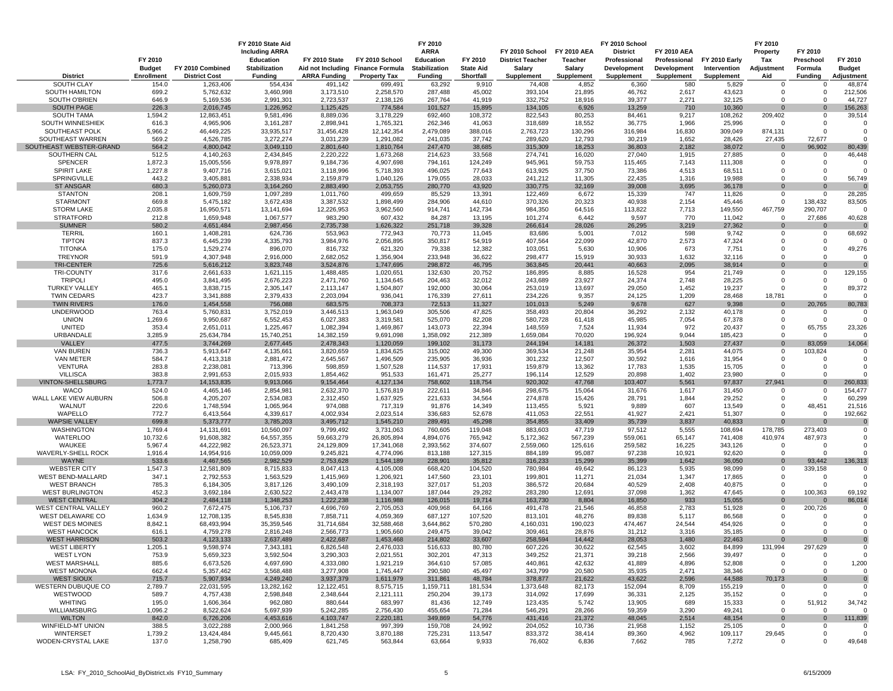| District | FY 2010 Budget Enrollment | FY 2010 Combined District Cost | FY 2010 State Aid Including ARRA Education Stabilization Funding | FY 2010 State Aid not Including ARRA Funding | FY 2010 School Finance Formula Property Tax | FY 2010 ARRA Education Stabilization Funding | FY 2010 State Aid Shortfall | FY 2010 School District Teacher Salary Supplement | FY 2010 AEA Teacher Salary Supplement | FY 2010 School District Professional Development Supplement | FY 2010 AEA Professional Development Supplement | FY 2010 Early Intervention Supplement | FY 2010 Property Tax Adjustment Aid | FY 2010 Preschool Formula Funding | FY 2010 Budget Adjustment |
|---|---|---|---|---|---|---|---|---|---|---|---|---|---|---|---|
| SOUTH CLAY | 154.0 | 1,263,406 | 554,434 | 491,142 | 699,491 | 63,292 | 9,910 | 74,408 | 4,852 | 6,360 | 580 | 5,829 | 0 | 0 | 48,874 |
| SOUTH HAMILTON | 699.2 | 5,762,632 | 3,460,998 | 3,173,510 | 2,258,570 | 287,488 | 45,002 | 393,104 | 21,895 | 46,762 | 2,617 | 43,623 | 0 | 0 | 212,506 |
| SOUTH O'BRIEN | 646.9 | 5,169,536 | 2,991,301 | 2,723,537 | 2,138,126 | 267,764 | 41,919 | 332,752 | 18,916 | 39,377 | 2,271 | 32,125 | 0 | 0 | 44,727 |
| SOUTH PAGE | 226.3 | 2,016,745 | 1,226,952 | 1,125,425 | 774,584 | 101,527 | 15,895 | 134,105 | 6,926 | 13,259 | 710 | 10,360 | 0 | 0 | 156,263 |
| SOUTH TAMA | 1,594.2 | 12,863,451 | 9,581,496 | 8,889,036 | 3,178,229 | 692,460 | 108,372 | 822,543 | 80,253 | 84,461 | 9,217 | 108,262 | 209,402 | 0 | 39,514 |
| SOUTH WINNESHIEK | 616.3 | 4,965,906 | 3,161,287 | 2,898,941 | 1,765,321 | 262,346 | 41,063 | 318,689 | 18,552 | 36,775 | 1,966 | 25,996 | 0 | 0 | 0 |
| SOUTHEAST POLK | 5,966.2 | 46,449,225 | 33,935,517 | 31,456,428 | 12,142,354 | 2,479,089 | 388,016 | 2,763,723 | 130,296 | 316,984 | 16,830 | 309,049 | 874,131 | 0 | 0 |
| SOUTHEAST WARREN | 569.2 | 4,526,785 | 3,272,274 | 3,031,239 | 1,291,082 | 241,035 | 37,742 | 289,620 | 12,793 | 30,219 | 1,652 | 28,426 | 27,435 | 72,677 | 0 |
| SOUTHEAST WEBSTER-GRAND | 564.2 | 4,800,042 | 3,049,110 | 2,801,640 | 1,810,764 | 247,470 | 38,685 | 315,309 | 18,253 | 36,803 | 2,182 | 38,072 | 0 | 96,902 | 80,439 |
| SOUTHERN CAL | 512.5 | 4,140,263 | 2,434,845 | 2,220,222 | 1,673,268 | 214,623 | 33,568 | 274,741 | 16,020 | 27,040 | 1,915 | 27,885 | 0 | 0 | 46,448 |
| SPENCER | 1,872.3 | 15,005,556 | 9,978,897 | 9,184,736 | 4,907,698 | 794,161 | 124,249 | 945,961 | 59,753 | 115,465 | 7,143 | 111,308 | 0 | 0 | 0 |
| SPIRIT LAKE | 1,227.8 | 9,407,716 | 3,615,021 | 3,118,996 | 5,718,393 | 496,025 | 77,643 | 613,925 | 37,750 | 73,386 | 4,513 | 68,511 | 0 | 0 | 0 |
| SPRINGVILLE | 443.2 | 3,405,881 | 2,338,934 | 2,159,879 | 1,040,126 | 179,055 | 28,033 | 241,212 | 11,305 | 22,435 | 1,316 | 19,988 | 0 | 0 | 56,749 |
| ST ANSGAR | 680.3 | 5,260,073 | 3,164,260 | 2,883,490 | 2,053,755 | 280,770 | 43,920 | 330,775 | 32,169 | 39,008 | 3,695 | 36,178 | 0 | 0 | 0 |
| STANTON | 208.1 | 1,609,759 | 1,097,289 | 1,011,760 | 499,659 | 85,529 | 13,391 | 122,469 | 6,672 | 15,339 | 747 | 11,826 | 0 | 0 | 28,285 |
| STARMONT | 669.8 | 5,475,182 | 3,672,438 | 3,387,532 | 1,898,499 | 284,906 | 44,610 | 370,326 | 20,323 | 40,938 | 2,154 | 45,446 | 0 | 138,432 | 83,505 |
| STORM LAKE | 2,035.8 | 16,950,571 | 13,141,694 | 12,226,953 | 3,962,560 | 914,741 | 142,734 | 984,350 | 64,516 | 113,822 | 7,713 | 149,550 | 467,759 | 290,707 | 0 |
| STRATFORD | 212.8 | 1,659,948 | 1,067,577 | 983,290 | 607,432 | 84,287 | 13,195 | 101,274 | 6,442 | 9,597 | 770 | 11,042 | 0 | 27,686 | 40,628 |
| SUMNER | 580.2 | 4,651,484 | 2,987,456 | 2,735,738 | 1,626,322 | 251,718 | 39,328 | 266,614 | 28,026 | 26,295 | 3,219 | 27,362 | 0 | 0 | 0 |
| TERRIL | 160.1 | 1,408,281 | 624,736 | 553,963 | 772,943 | 70,773 | 11,045 | 83,686 | 5,001 | 7,012 | 598 | 9,742 | 0 | 0 | 68,692 |
| TIPTON | 837.3 | 6,445,239 | 4,335,793 | 3,984,976 | 2,056,895 | 350,817 | 54,919 | 407,564 | 22,099 | 42,870 | 2,573 | 47,324 | 0 | 0 | 0 |
| TITONKA | 175.0 | 1,529,274 | 896,070 | 816,732 | 621,320 | 79,338 | 12,382 | 103,051 | 5,630 | 10,906 | 673 | 7,751 | 0 | 0 | 49,276 |
| TREYNOR | 591.9 | 4,307,948 | 2,916,000 | 2,682,052 | 1,356,904 | 233,948 | 36,622 | 298,477 | 15,919 | 30,933 | 1,632 | 32,116 | 0 | 0 | 0 |
| TRI-CENTER | 725.6 | 5,616,212 | 3,823,748 | 3,524,876 | 1,747,695 | 298,872 | 46,795 | 363,845 | 20,441 | 40,663 | 2,095 | 38,914 | 0 | 0 | 0 |
| TRI-COUNTY | 317.6 | 2,661,633 | 1,621,115 | 1,488,485 | 1,020,651 | 132,630 | 20,752 | 186,895 | 8,885 | 16,528 | 954 | 21,749 | 0 | 0 | 129,155 |
| TRIPOLI | 495.0 | 3,841,495 | 2,676,223 | 2,471,760 | 1,134,645 | 204,463 | 32,012 | 243,689 | 23,927 | 24,374 | 2,748 | 28,225 | 0 | 0 | 0 |
| TURKEY VALLEY | 465.1 | 3,838,715 | 2,305,147 | 2,113,147 | 1,504,807 | 192,000 | 30,064 | 253,019 | 13,697 | 29,050 | 1,452 | 19,237 | 0 | 0 | 89,372 |
| TWIN CEDARS | 423.7 | 3,341,888 | 2,379,433 | 2,203,094 | 936,041 | 176,339 | 27,611 | 234,226 | 9,357 | 24,125 | 1,209 | 28,468 | 18,781 | 0 | 0 |
| TWIN RIVERS | 176.0 | 1,454,558 | 756,088 | 683,575 | 708,373 | 72,513 | 11,327 | 101,013 | 5,249 | 9,678 | 627 | 9,398 | 0 | 20,765 | 80,783 |
| UNDERWOOD | 763.4 | 5,760,831 | 3,752,019 | 3,446,513 | 1,963,049 | 305,506 | 47,825 | 358,493 | 20,804 | 36,292 | 2,132 | 40,178 | 0 | 0 | 0 |
| UNION | 1,269.6 | 9,950,687 | 6,552,453 | 6,027,383 | 3,319,581 | 525,070 | 82,208 | 580,728 | 61,418 | 45,985 | 7,054 | 67,378 | 0 | 0 | 0 |
| UNITED | 353.4 | 2,651,011 | 1,225,467 | 1,082,394 | 1,469,867 | 143,073 | 22,394 | 148,559 | 7,524 | 11,934 | 972 | 20,437 | 0 | 65,755 | 23,326 |
| URBANDALE | 3,285.9 | 25,634,784 | 15,740,251 | 14,382,159 | 9,691,098 | 1,358,092 | 212,389 | 1,659,084 | 70,020 | 196,924 | 9,044 | 185,423 | 0 | 0 | 0 |
| VALLEY | 477.5 | 3,744,269 | 2,677,445 | 2,478,343 | 1,120,059 | 199,102 | 31,173 | 244,194 | 14,181 | 26,372 | 1,503 | 27,437 | 0 | 83,059 | 14,064 |
| VAN BUREN | 736.3 | 5,913,647 | 4,135,661 | 3,820,659 | 1,834,625 | 315,002 | 49,300 | 369,534 | 21,248 | 35,954 | 2,281 | 44,075 | 0 | 103,824 | 0 |
| VAN METER | 584.7 | 4,413,318 | 2,881,472 | 2,645,567 | 1,496,509 | 235,905 | 36,936 | 301,232 | 12,507 | 30,592 | 1,616 | 31,954 | 0 | 0 | 0 |
| VENTURA | 283.8 | 2,238,081 | 713,396 | 598,859 | 1,507,528 | 114,537 | 17,931 | 159,879 | 13,362 | 17,783 | 1,535 | 15,705 | 0 | 0 | 0 |
| VILLISCA | 383.8 | 2,991,653 | 2,015,933 | 1,854,462 | 951,533 | 161,471 | 25,277 | 196,114 | 12,529 | 20,898 | 1,402 | 23,980 | 0 | 0 | 0 |
| VINTON-SHELLSBURG | 1,773.7 | 14,153,835 | 9,913,066 | 9,154,464 | 4,127,134 | 758,602 | 118,754 | 920,302 | 47,768 | 103,407 | 5,561 | 97,837 | 27,941 | 0 | 260,833 |
| WACO | 524.0 | 4,465,146 | 2,854,981 | 2,632,370 | 1,576,819 | 222,611 | 34,846 | 298,675 | 15,064 | 31,676 | 1,617 | 31,450 | 0 | 0 | 154,477 |
| WALL LAKE VIEW AUBURN | 506.8 | 4,205,207 | 2,534,083 | 2,312,450 | 1,637,925 | 221,633 | 34,564 | 274,878 | 15,426 | 28,791 | 1,844 | 29,252 | 0 | 0 | 60,299 |
| WALNUT | 220.6 | 1,748,594 | 1,065,964 | 974,088 | 717,319 | 91,876 | 14,349 | 113,455 | 5,921 | 9,889 | 607 | 13,549 | 0 | 48,451 | 21,516 |
| WAPELLO | 772.7 | 6,413,564 | 4,339,617 | 4,002,934 | 2,023,514 | 336,683 | 52,678 | 411,053 | 22,551 | 41,927 | 2,421 | 51,307 | 0 | 0 | 192,662 |
| WAPSIE VALLEY | 699.8 | 5,373,777 | 3,785,203 | 3,495,712 | 1,545,210 | 289,491 | 45,298 | 354,855 | 33,409 | 35,739 | 3,837 | 40,833 | 0 | 0 | 0 |
| WASHINGTON | 1,769.4 | 14,131,691 | 10,560,097 | 9,799,492 | 3,731,063 | 760,605 | 119,048 | 883,603 | 47,719 | 97,512 | 5,555 | 108,694 | 178,785 | 273,403 | 0 |
| WATERLOO | 10,732.6 | 91,608,382 | 64,557,355 | 59,663,279 | 26,805,894 | 4,894,076 | 765,942 | 5,172,362 | 567,239 | 559,061 | 65,147 | 741,408 | 410,974 | 487,973 | 0 |
| WAUKEE | 5,967.4 | 44,222,982 | 26,523,371 | 24,129,809 | 17,341,068 | 2,393,562 | 374,607 | 2,559,060 | 125,616 | 259,582 | 16,225 | 343,126 | 0 | 0 | 0 |
| WAVERLY-SHELL ROCK | 1,916.4 | 14,954,916 | 10,059,009 | 9,245,821 | 4,774,096 | 813,188 | 127,315 | 884,189 | 95,087 | 97,238 | 10,921 | 92,620 | 0 | 0 | 0 |
| WAYNE | 533.6 | 4,467,565 | 2,982,529 | 2,753,628 | 1,544,189 | 228,901 | 35,812 | 316,233 | 15,299 | 35,399 | 1,642 | 36,050 | 0 | 93,442 | 136,313 |
| WEBSTER CITY | 1,547.3 | 12,581,809 | 8,715,833 | 8,047,413 | 4,105,008 | 668,420 | 104,520 | 780,984 | 49,642 | 86,123 | 5,935 | 98,099 | 0 | 339,158 | 0 |
| WEST BEND-MALLARD | 347.1 | 2,792,553 | 1,563,529 | 1,415,969 | 1,206,921 | 147,560 | 23,101 | 199,801 | 11,271 | 21,034 | 1,347 | 17,865 | 0 | 0 | 0 |
| WEST BRANCH | 785.3 | 6,184,305 | 3,817,126 | 3,490,109 | 2,318,193 | 327,017 | 51,203 | 386,572 | 20,684 | 40,529 | 2,408 | 40,875 | 0 | 0 | 0 |
| WEST BURLINGTON | 452.3 | 3,692,184 | 2,630,522 | 2,443,478 | 1,134,007 | 187,044 | 29,282 | 283,280 | 12,691 | 37,098 | 1,362 | 47,645 | 0 | 100,363 | 69,192 |
| WEST CENTRAL | 304.2 | 2,484,118 | 1,348,253 | 1,222,238 | 1,116,988 | 126,015 | 19,714 | 163,730 | 8,804 | 16,850 | 933 | 15,055 | 0 | 0 | 86,014 |
| WEST CENTRAL VALLEY | 960.2 | 7,672,475 | 5,106,737 | 4,696,769 | 2,705,053 | 409,968 | 64,166 | 491,478 | 21,546 | 46,858 | 2,783 | 51,928 | 0 | 200,726 | 0 |
| WEST DELAWARE CO | 1,634.9 | 12,708,135 | 8,545,838 | 7,858,711 | 4,059,369 | 687,127 | 107,520 | 813,101 | 48,276 | 89,838 | 5,117 | 86,568 | 0 | 0 | 0 |
| WEST DES MOINES | 8,842.1 | 68,493,994 | 35,359,546 | 31,714,684 | 32,588,468 | 3,644,862 | 570,280 | 4,160,031 | 190,023 | 474,467 | 24,544 | 454,926 | 0 | 0 | 0 |
| WEST HANCOCK | 616.1 | 4,759,278 | 2,816,248 | 2,566,773 | 1,905,660 | 249,475 | 39,042 | 309,461 | 28,876 | 31,212 | 3,316 | 35,185 | 0 | 0 | 0 |
| WEST HARRISON | 503.2 | 4,123,133 | 2,637,489 | 2,422,687 | 1,453,468 | 214,802 | 33,607 | 258,594 | 14,442 | 28,053 | 1,480 | 22,463 | 0 | 0 | 0 |
| WEST LIBERTY | 1,205.1 | 9,598,974 | 7,343,181 | 6,826,548 | 2,476,033 | 516,633 | 80,780 | 607,226 | 30,622 | 62,545 | 3,602 | 84,899 | 131,994 | 297,629 | 0 |
| WEST LYON | 753.9 | 5,659,323 | 3,592,504 | 3,290,303 | 2,021,551 | 302,201 | 47,313 | 349,252 | 21,371 | 39,218 | 2,566 | 39,497 | 0 | 0 | 0 |
| WEST MARSHALL | 885.6 | 6,673,526 | 4,697,690 | 4,333,080 | 1,921,219 | 364,610 | 57,085 | 440,861 | 42,632 | 41,889 | 4,896 | 52,808 | 0 | 0 | 1,200 |
| WEST MONONA | 662.4 | 5,357,462 | 3,568,488 | 3,277,908 | 1,745,447 | 290,580 | 45,497 | 343,799 | 20,580 | 35,935 | 2,471 | 38,346 | 0 | 0 | 0 |
| WEST SIOUX | 715.7 | 5,907,934 | 4,249,240 | 3,937,379 | 1,611,979 | 311,861 | 48,784 | 378,877 | 21,622 | 43,622 | 2,596 | 44,588 | 70,173 | 0 | 0 |
| WESTERN DUBUQUE CO | 2,789.7 | 22,031,595 | 13,282,162 | 12,122,451 | 8,575,715 | 1,159,711 | 181,534 | 1,373,648 | 82,173 | 152,094 | 8,709 | 155,219 | 0 | 0 | 0 |
| WESTWOOD | 589.7 | 4,757,438 | 2,598,848 | 2,348,644 | 2,121,111 | 250,204 | 39,173 | 314,092 | 17,699 | 36,331 | 2,125 | 35,152 | 0 | 0 | 0 |
| WHITING | 195.0 | 1,606,364 | 962,080 | 880,644 | 683,997 | 81,436 | 12,749 | 123,435 | 5,742 | 13,905 | 689 | 15,333 | 0 | 51,912 | 34,742 |
| WILLIAMSBURG | 1,096.2 | 8,522,624 | 5,697,939 | 5,242,285 | 2,756,430 | 455,654 | 71,284 | 546,291 | 28,266 | 59,359 | 3,290 | 49,241 | 0 | 0 | 0 |
| WILTON | 842.0 | 6,726,206 | 4,453,616 | 4,103,747 | 2,220,181 | 349,869 | 54,776 | 431,416 | 21,372 | 48,045 | 2,514 | 48,154 | 0 | 0 | 111,839 |
| WINFIELD-MT UNION | 388.5 | 3,022,288 | 2,000,966 | 1,841,258 | 997,399 | 159,708 | 24,992 | 204,052 | 10,736 | 21,958 | 1,152 | 25,105 | 0 | 0 | 0 |
| WINTERSET | 1,739.2 | 13,424,484 | 9,445,661 | 8,720,430 | 3,870,188 | 725,231 | 113,547 | 833,372 | 38,414 | 89,360 | 4,962 | 109,117 | 29,645 | 0 | 0 |
| WODEN-CRYSTAL LAKE | 137.0 | 1,258,790 | 685,409 | 621,745 | 563,844 | 63,664 | 9,933 | 76,602 | 6,836 | 7,662 | 785 | 7,272 | 0 | 0 | 49,648 |

LSA: FY_2010_SchoolAid_ByDistrict.xls FY10_Summary 6/15/2009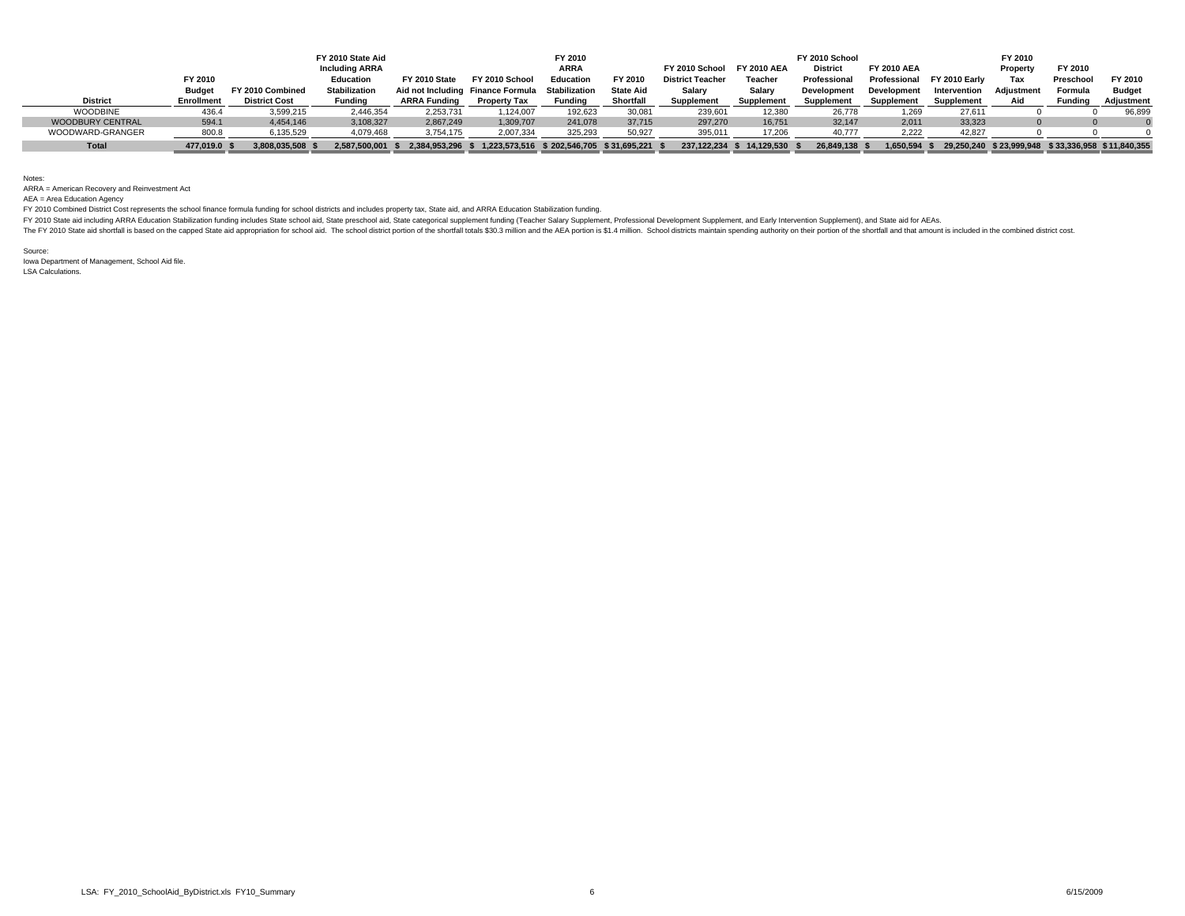| District | FY 2010 Budget Enrollment | FY 2010 Combined District Cost | FY 2010 State Aid Including ARRA Education Stabilization Funding | FY 2010 State Aid not Including ARRA Funding | FY 2010 School Finance Formula Property Tax | FY 2010 ARRA Education Stabilization Funding | FY 2010 State Aid Shortfall | FY 2010 School District Teacher Salary Supplement | FY 2010 AEA Teacher Salary Supplement | FY 2010 School District Professional Development Supplement | FY 2010 AEA Professional Development Supplement | FY 2010 Early Intervention Supplement | FY 2010 Property Tax Adjustment Aid | FY 2010 Preschool Formula Funding | FY 2010 Budget Adjustment |
|---|---|---|---|---|---|---|---|---|---|---|---|---|---|---|---|
| WOODBINE | 436.4 | 3,599,215 | 2,446,354 | 2,253,731 | 1,124,007 | 192,623 | 30,081 | 239,601 | 12,380 | 26,778 | 1,269 | 27,611 | 0 | 0 | 96,899 |
| WOODBURY CENTRAL | 594.1 | 4,454,146 | 3,108,327 | 2,867,249 | 1,309,707 | 241,078 | 37,715 | 297,270 | 16,751 | 32,147 | 2,011 | 33,323 | 0 | 0 | 0 |
| WOODWARD-GRANGER | 800.8 | 6,135,529 | 4,079,468 | 3,754,175 | 2,007,334 | 325,293 | 50,927 | 395,011 | 17,206 | 40,777 | 2,222 | 42,827 | 0 | 0 | 0 |
| **Total** | **477,019.0** | **$ 3,808,035,508** | **$ 2,587,500,001** | **$ 2,384,953,296** | **$ 1,223,573,516** | **$ 202,546,705** | **$ 31,695,221** | **$ 237,122,234** | **$ 14,129,530** | **$ 26,849,138** | **$ 1,650,594** | **$ 29,250,240** | **$ 23,999,948** | **$ 33,336,958** | **$ 11,840,355** |

Notes:

ARRA = American Recovery and Reinvestment Act

AEA = Area Education Agency

FY 2010 Combined District Cost represents the school finance formula funding for school districts and includes property tax, State aid, and ARRA Education Stabilization funding.

FY 2010 State aid including ARRA Education Stabilization funding includes State school aid, State preschool aid, State categorical supplement funding (Teacher Salary Supplement, Professional Development Supplement, and Early Intervention Supplement), and State aid for AEAs.

The FY 2010 State aid shortfall is based on the capped State aid appropriation for school aid. The school district portion of the shortfall totals $30.3 million and the AEA portion is $1.4 million. School districts maintain spending authority on their portion of the shortfall and that amount is included in the combined district cost.

Source:

Iowa Department of Management, School Aid file.

LSA Calculations.